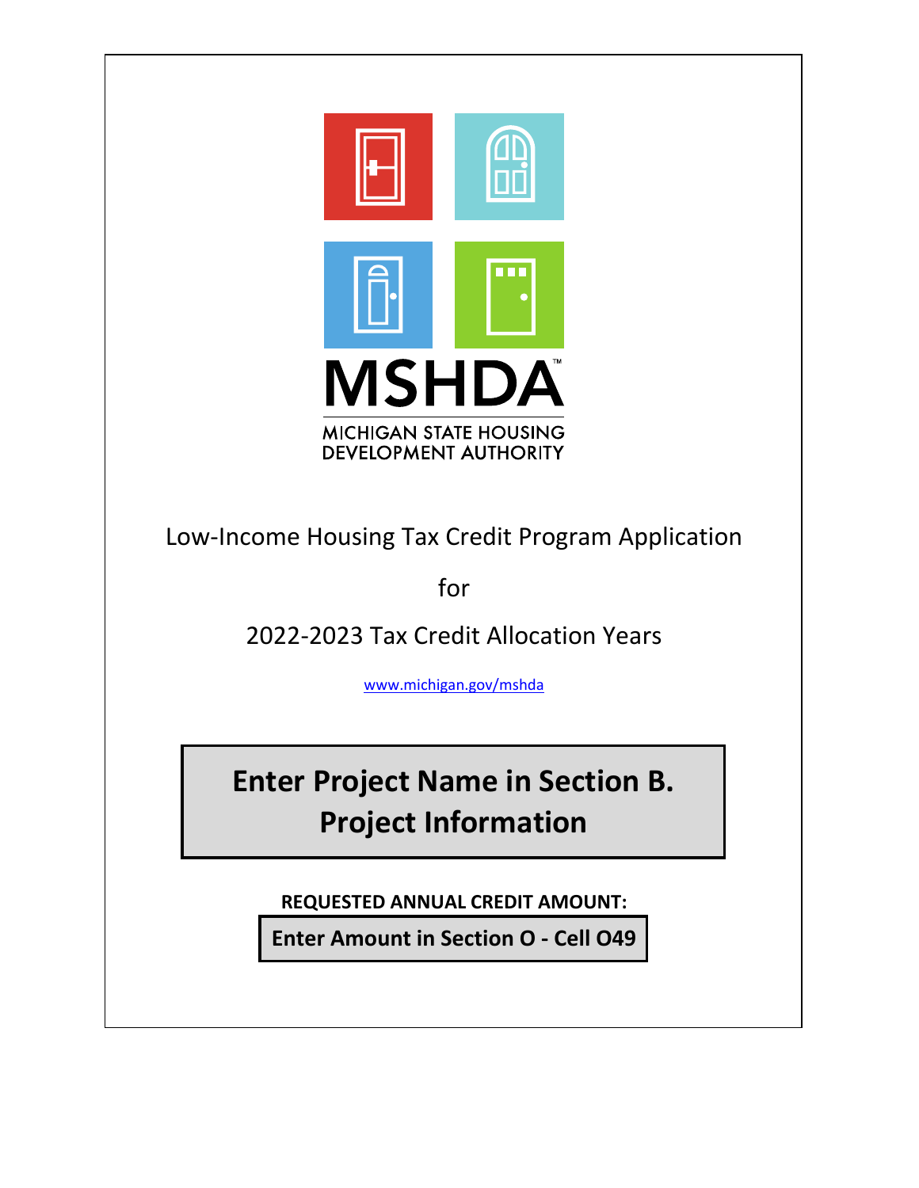MSHDA™

MICHIGAN STATE HOUSING DEVELOPMENT AUTHORITY

# Low-Income Housing Tax Credit Program Application

for

2022-2023 Tax Credit Allocation Years

www.michigan.gov/mshda

**Enter Project Name in Section B. Project Information**

**REQUESTED ANNUAL CREDIT AMOUNT:**

**Enter Amount in Section O - Cell O49**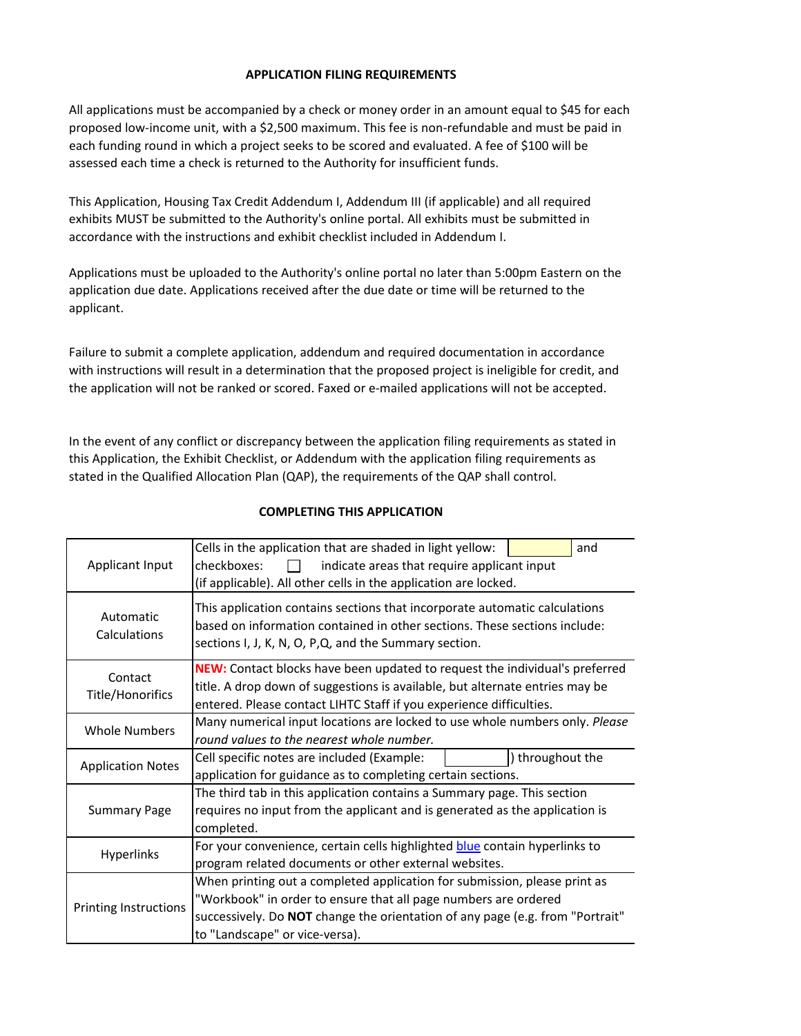## APPLICATION FILING REQUIREMENTS

All applications must be accompanied by a check or money order in an amount equal to $45 for each proposed low-income unit, with a $2,500 maximum. This fee is non-refundable and must be paid in each funding round in which a project seeks to be scored and evaluated. A fee of $100 will be assessed each time a check is returned to the Authority for insufficient funds.

This Application, Housing Tax Credit Addendum I, Addendum III (if applicable) and all required exhibits MUST be submitted to the Authority's online portal. All exhibits must be submitted in accordance with the instructions and exhibit checklist included in Addendum I.

Applications must be uploaded to the Authority's online portal no later than 5:00pm Eastern on the application due date. Applications received after the due date or time will be returned to the applicant.

Failure to submit a complete application, addendum and required documentation in accordance with instructions will result in a determination that the proposed project is ineligible for credit, and the application will not be ranked or scored. Faxed or e-mailed applications will not be accepted.

In the event of any conflict or discrepancy between the application filing requirements as stated in this Application, the Exhibit Checklist, or Addendum with the application filing requirements as stated in the Qualified Allocation Plan (QAP), the requirements of the QAP shall control.

## COMPLETING THIS APPLICATION

| | |
|---|---|
| Applicant Input | Cells in the application that are shaded in light yellow: and checkboxes: ☐ indicate areas that require applicant input (if applicable). All other cells in the application are locked. |
| Automatic Calculations | This application contains sections that incorporate automatic calculations based on information contained in other sections. These sections include: sections I, J, K, N, O, P,Q, and the Summary section. |
| Contact Title/Honorifics | **NEW:** Contact blocks have been updated to request the individual's preferred title. A drop down of suggestions is available, but alternate entries may be entered. Please contact LIHTC Staff if you experience difficulties. |
| Whole Numbers | Many numerical input locations are locked to use whole numbers only. *Please round values to the nearest whole number.* |
| Application Notes | Cell specific notes are included (Example: ) throughout the application for guidance as to completing certain sections. |
| Summary Page | The third tab in this application contains a Summary page. This section requires no input from the applicant and is generated as the application is completed. |
| Hyperlinks | For your convenience, certain cells highlighted blue contain hyperlinks to program related documents or other external websites. |
| Printing Instructions | When printing out a completed application for submission, please print as "Workbook" in order to ensure that all page numbers are ordered successively. Do **NOT** change the orientation of any page (e.g. from "Portrait" to "Landscape" or vice-versa). |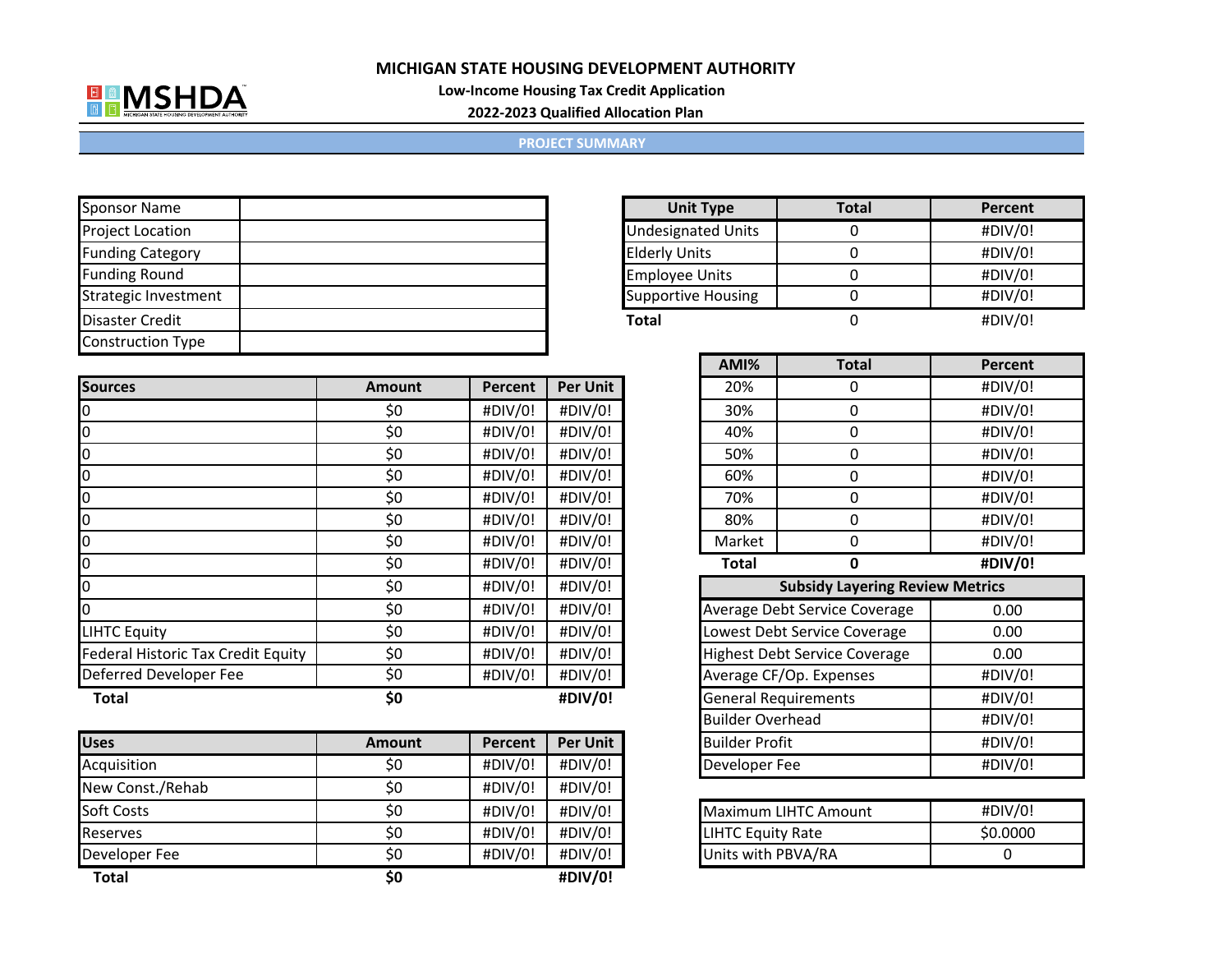# MICHIGAN STATE HOUSING DEVELOPMENT AUTHORITY

**Low-Income Housing Tax Credit Application**

**2022-2023 Qualified Allocation Plan**

## PROJECT SUMMARY

| | |
|---|---|
| Sponsor Name | |
| Project Location | |
| Funding Category | |
| Funding Round | |
| Strategic Investment | |
| Disaster Credit | |
| Construction Type | |

| Unit Type | Total | Percent |
|---|---|---|
| Undesignated Units | 0 | #DIV/0! |
| Elderly Units | 0 | #DIV/0! |
| Employee Units | 0 | #DIV/0! |
| Supportive Housing | 0 | #DIV/0! |
| **Total** | 0 | #DIV/0! |

| AMI% | Total | Percent |
|---|---|---|
| 20% | 0 | #DIV/0! |
| 30% | 0 | #DIV/0! |
| 40% | 0 | #DIV/0! |
| 50% | 0 | #DIV/0! |
| 60% | 0 | #DIV/0! |
| 70% | 0 | #DIV/0! |
| 80% | 0 | #DIV/0! |
| Market | 0 | #DIV/0! |
| **Total** | **0** | **#DIV/0!** |

| Sources | Amount | Percent | Per Unit |
|---|---|---|---|
| 0 | $0 | #DIV/0! | #DIV/0! |
| 0 | $0 | #DIV/0! | #DIV/0! |
| 0 | $0 | #DIV/0! | #DIV/0! |
| 0 | $0 | #DIV/0! | #DIV/0! |
| 0 | $0 | #DIV/0! | #DIV/0! |
| 0 | $0 | #DIV/0! | #DIV/0! |
| 0 | $0 | #DIV/0! | #DIV/0! |
| 0 | $0 | #DIV/0! | #DIV/0! |
| 0 | $0 | #DIV/0! | #DIV/0! |
| 0 | $0 | #DIV/0! | #DIV/0! |
| LIHTC Equity | $0 | #DIV/0! | #DIV/0! |
| Federal Historic Tax Credit Equity | $0 | #DIV/0! | #DIV/0! |
| Deferred Developer Fee | $0 | #DIV/0! | #DIV/0! |
| **Total** | **$0** | | **#DIV/0!** |

| Subsidy Layering Review Metrics | |
|---|---|
| Average Debt Service Coverage | 0.00 |
| Lowest Debt Service Coverage | 0.00 |
| Highest Debt Service Coverage | 0.00 |
| Average CF/Op. Expenses | #DIV/0! |
| General Requirements | #DIV/0! |
| Builder Overhead | #DIV/0! |
| Builder Profit | #DIV/0! |
| Developer Fee | #DIV/0! |

| Uses | Amount | Percent | Per Unit |
|---|---|---|---|
| Acquisition | $0 | #DIV/0! | #DIV/0! |
| New Const./Rehab | $0 | #DIV/0! | #DIV/0! |
| Soft Costs | $0 | #DIV/0! | #DIV/0! |
| Reserves | $0 | #DIV/0! | #DIV/0! |
| Developer Fee | $0 | #DIV/0! | #DIV/0! |
| **Total** | **$0** | | **#DIV/0!** |

| | |
|---|---|
| Maximum LIHTC Amount | #DIV/0! |
| LIHTC Equity Rate | $0.0000 |
| Units with PBVA/RA | 0 |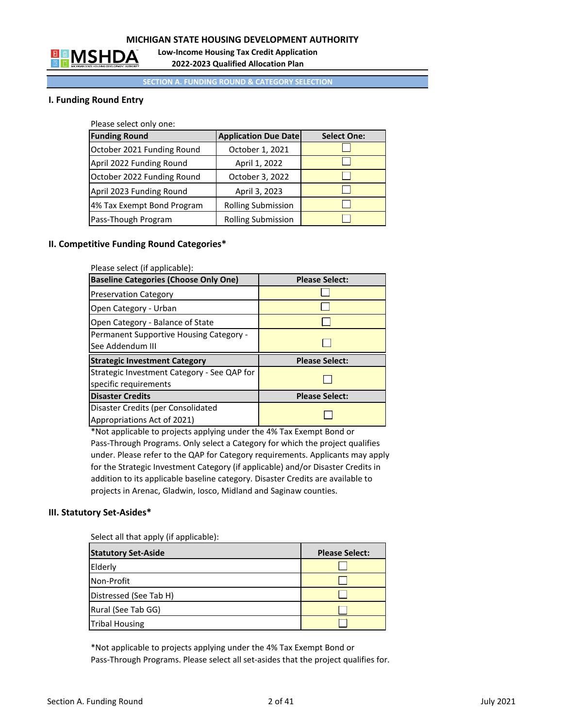MICHIGAN STATE HOUSING DEVELOPMENT AUTHORITY

Low-Income Housing Tax Credit Application

2022-2023 Qualified Allocation Plan

**SECTION A. FUNDING ROUND & CATEGORY SELECTION**

## I. Funding Round Entry

Please select only one:

| Funding Round | Application Due Date | Select One: |
|---|---|---|
| October 2021 Funding Round | October 1, 2021 | ☐ |
| April 2022 Funding Round | April 1, 2022 | ☐ |
| October 2022 Funding Round | October 3, 2022 | ☐ |
| April 2023 Funding Round | April 3, 2023 | ☐ |
| 4% Tax Exempt Bond Program | Rolling Submission | ☐ |
| Pass-Though Program | Rolling Submission | ☐ |

## II. Competitive Funding Round Categories*

Please select (if applicable):

| Baseline Categories (Choose Only One) | Please Select: |
|---|---|
| Preservation Category | ☐ |
| Open Category - Urban | ☐ |
| Open Category - Balance of State | ☐ |
| Permanent Supportive Housing Category - See Addendum III | ☐ |
| **Strategic Investment Category** | **Please Select:** |
| Strategic Investment Category - See QAP for specific requirements | ☐ |
| **Disaster Credits** | **Please Select:** |
| Disaster Credits (per Consolidated Appropriations Act of 2021) | ☐ |

*Not applicable to projects applying under the 4% Tax Exempt Bond or Pass-Through Programs. Only select a Category for which the project qualifies under. Please refer to the QAP for Category requirements. Applicants may apply for the Strategic Investment Category (if applicable) and/or Disaster Credits in addition to its applicable baseline category. Disaster Credits are available to projects in Arenac, Gladwin, Iosco, Midland and Saginaw counties.

## III. Statutory Set-Asides*

Select all that apply (if applicable):

| Statutory Set-Aside | Please Select: |
|---|---|
| Elderly | ☐ |
| Non-Profit | ☐ |
| Distressed (See Tab H) | ☐ |
| Rural (See Tab GG) | ☐ |
| Tribal Housing | ☐ |

*Not applicable to projects applying under the 4% Tax Exempt Bond or Pass-Through Programs. Please select all set-asides that the project qualifies for.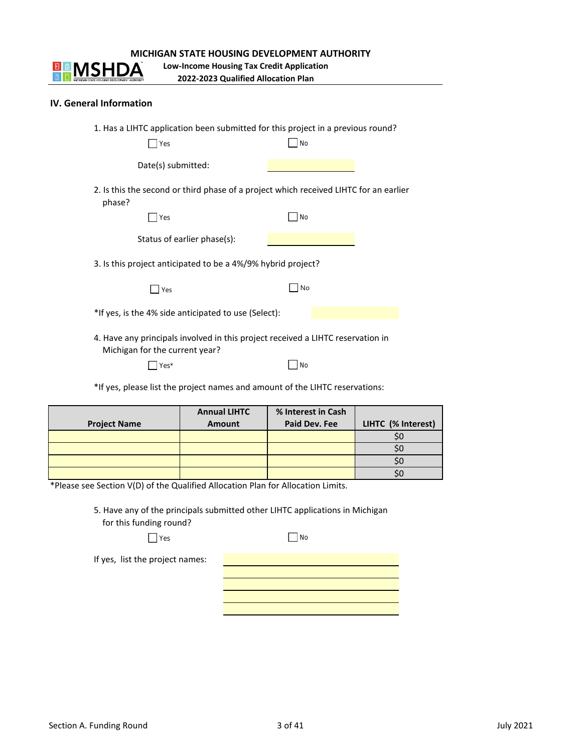**MICHIGAN STATE HOUSING DEVELOPMENT AUTHORITY**

**Low-Income Housing Tax Credit Application**

**2022-2023 Qualified Allocation Plan**

## IV. General Information

1. Has a LIHTC application been submitted for this project in a previous round?

☐ Yes ☐ No

Date(s) submitted:

2. Is this the second or third phase of a project which received LIHTC for an earlier phase?

☐ Yes ☐ No

Status of earlier phase(s):

3. Is this project anticipated to be a 4%/9% hybrid project?

☐ Yes ☐ No

*If yes, is the 4% side anticipated to use (Select):

4. Have any principals involved in this project received a LIHTC reservation in Michigan for the current year?

☐ Yes* ☐ No

*If yes, please list the project names and amount of the LIHTC reservations:

| Project Name | Annual LIHTC Amount | % Interest in Cash Paid Dev. Fee | LIHTC (% Interest) |
| --- | --- | --- | --- |
| | | | $0 |
| | | | $0 |
| | | | $0 |
| | | | $0 |

*Please see Section V(D) of the Qualified Allocation Plan for Allocation Limits.

5. Have any of the principals submitted other LIHTC applications in Michigan for this funding round?

☐ Yes ☐ No

If yes, list the project names: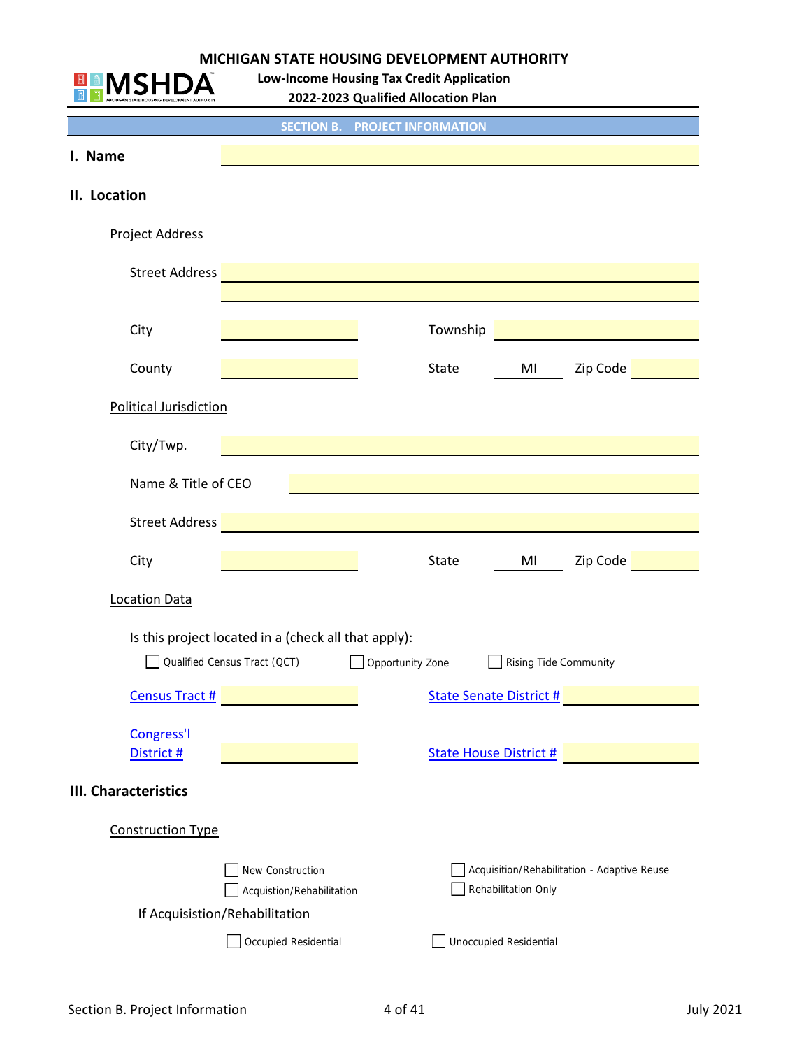MICHIGAN STATE HOUSING DEVELOPMENT AUTHORITY

Low-Income Housing Tax Credit Application

2022-2023 Qualified Allocation Plan

## SECTION B. PROJECT INFORMATION

### I. Name

### II. Location

Project Address

Street Address

City | Township

County | State MI | Zip Code

Political Jurisdiction

City/Twp.

Name & Title of CEO

Street Address

City | State MI | Zip Code

Location Data

Is this project located in a (check all that apply):

☐ Qualified Census Tract (QCT) ☐ Opportunity Zone ☐ Rising Tide Community

Census Tract # | State Senate District #

Congress'l District # | State House District #

### III. Characteristics

Construction Type

☐ New Construction
☐ Acquistion/Rehabilitation
☐ Acquisition/Rehabilitation - Adaptive Reuse
☐ Rehabilitation Only

If Acquisition/Rehabilitation

☐ Occupied Residential ☐ Unoccupied Residential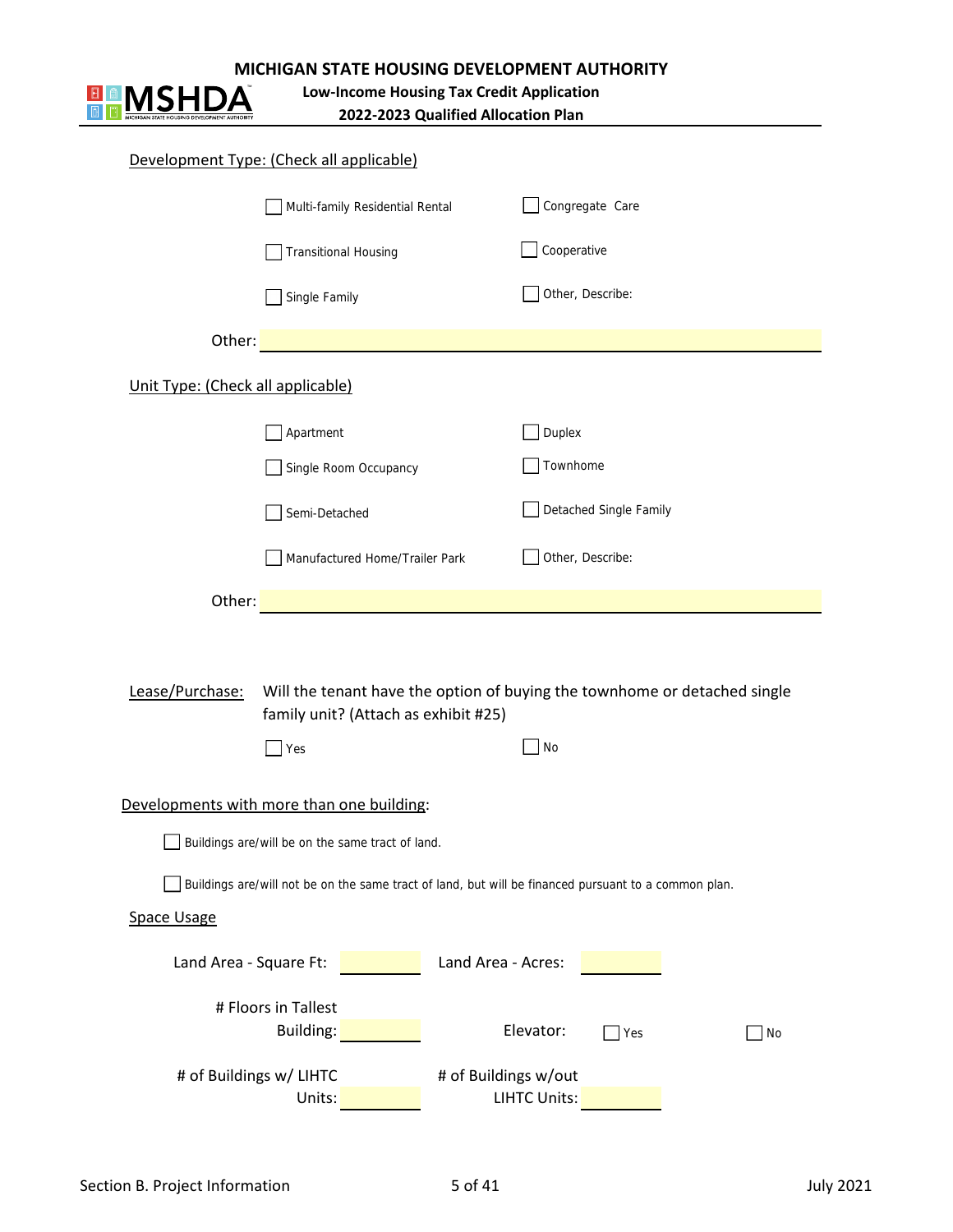Development Type: (Check all applicable)

- ☐ Multi-family Residential Rental
- ☐ Congregate Care
- ☐ Transitional Housing
- ☐ Cooperative
- ☐ Single Family
- ☐ Other, Describe:

Other: ____________________

Unit Type: (Check all applicable)

- ☐ Apartment
- ☐ Duplex
- ☐ Single Room Occupancy
- ☐ Townhome
- ☐ Semi-Detached
- ☐ Detached Single Family
- ☐ Manufactured Home/Trailer Park
- ☐ Other, Describe:

Other: ____________________

Lease/Purchase: Will the tenant have the option of buying the townhome or detached single family unit? (Attach as exhibit #25)

☐ Yes ☐ No

Developments with more than one building:

☐ Buildings are/will be on the same tract of land.

☐ Buildings are/will not be on the same tract of land, but will be financed pursuant to a common plan.

Space Usage

Land Area - Square Ft: ________ Land Area - Acres: ________

# Floors in Tallest Building: ________ Elevator: ☐ Yes ☐ No

# of Buildings w/ LIHTC Units: ________ # of Buildings w/out LIHTC Units: ________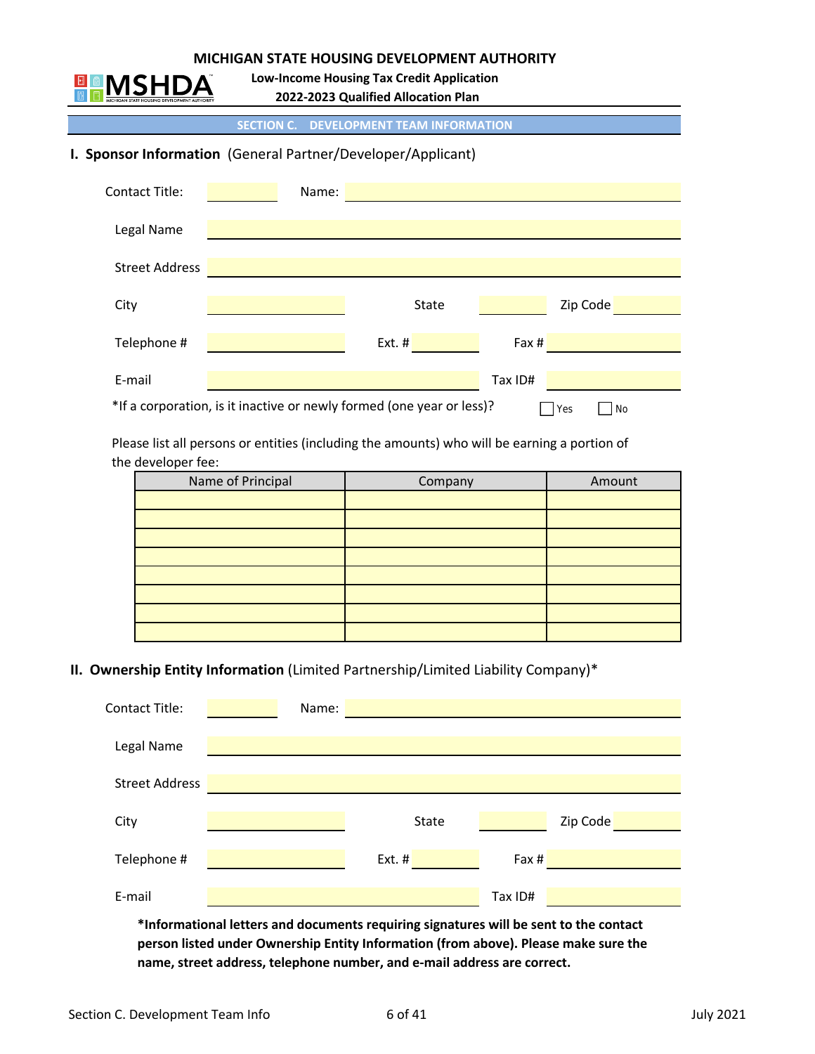MICHIGAN STATE HOUSING DEVELOPMENT AUTHORITY

MSHDA

Low-Income Housing Tax Credit Application

2022-2023 Qualified Allocation Plan

## SECTION C. DEVELOPMENT TEAM INFORMATION

### I. Sponsor Information (General Partner/Developer/Applicant)

Contact Title: ______ Name: ______

Legal Name ______

Street Address ______

City ______ State ______ Zip Code ______

Telephone # ______ Ext. # ______ Fax # ______

E-mail ______ Tax ID# ______

*If a corporation, is it inactive or newly formed (one year or less)? ☐ Yes ☐ No

Please list all persons or entities (including the amounts) who will be earning a portion of the developer fee:

| Name of Principal | Company | Amount |
|---|---|---|
| | | |
| | | |
| | | |
| | | |
| | | |
| | | |
| | | |
| | | |

### II. Ownership Entity Information (Limited Partnership/Limited Liability Company)*

Contact Title: ______ Name: ______

Legal Name ______

Street Address ______

City ______ State ______ Zip Code ______

Telephone # ______ Ext. # ______ Fax # ______

E-mail ______ Tax ID# ______

**\*Informational letters and documents requiring signatures will be sent to the contact person listed under Ownership Entity Information (from above). Please make sure the name, street address, telephone number, and e-mail address are correct.**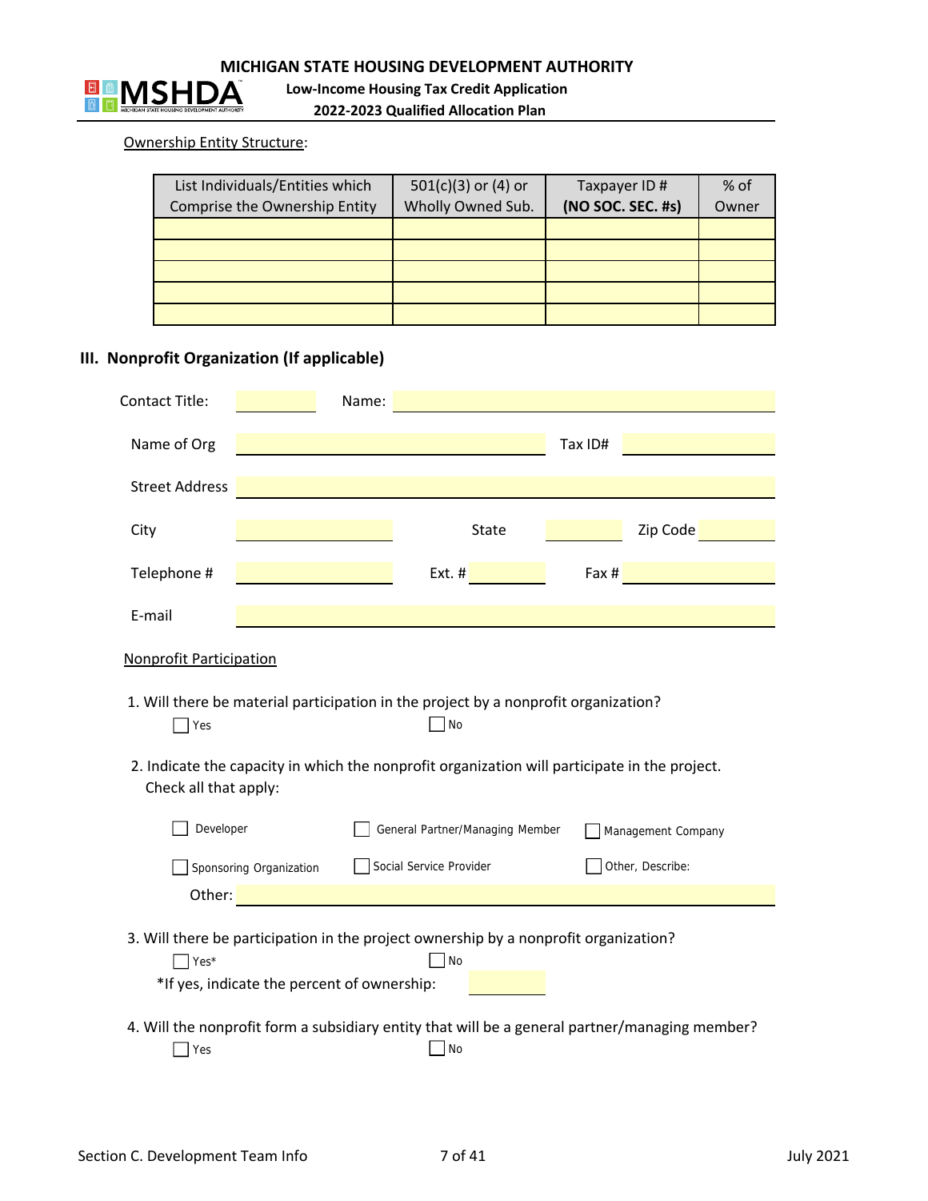Ownership Entity Structure:

| List Individuals/Entities which Comprise the Ownership Entity | 501(c)(3) or (4) or Wholly Owned Sub. | Taxpayer ID # **(NO SOC. SEC. #s)** | % of Owner |
|---|---|---|---|
| | | | |
| | | | |
| | | | |
| | | | |
| | | | |

## III. Nonprofit Organization (If applicable)

Contact Title: ______ Name: ______

Name of Org ______ Tax ID# ______

Street Address ______

City ______ State ______ Zip Code ______

Telephone # ______ Ext. # ______ Fax # ______

E-mail ______

Nonprofit Participation

1. Will there be material participation in the project by a nonprofit organization?
   - ☐ Yes
   - ☐ No

2. Indicate the capacity in which the nonprofit organization will participate in the project. Check all that apply:
   - ☐ Developer
   - ☐ General Partner/Managing Member
   - ☐ Management Company
   - ☐ Sponsoring Organization
   - ☐ Social Service Provider
   - ☐ Other, Describe:

   Other: ______

3. Will there be participation in the project ownership by a nonprofit organization?
   - ☐ Yes*
   - ☐ No

   *If yes, indicate the percent of ownership: ______

4. Will the nonprofit form a subsidiary entity that will be a general partner/managing member?
   - ☐ Yes
   - ☐ No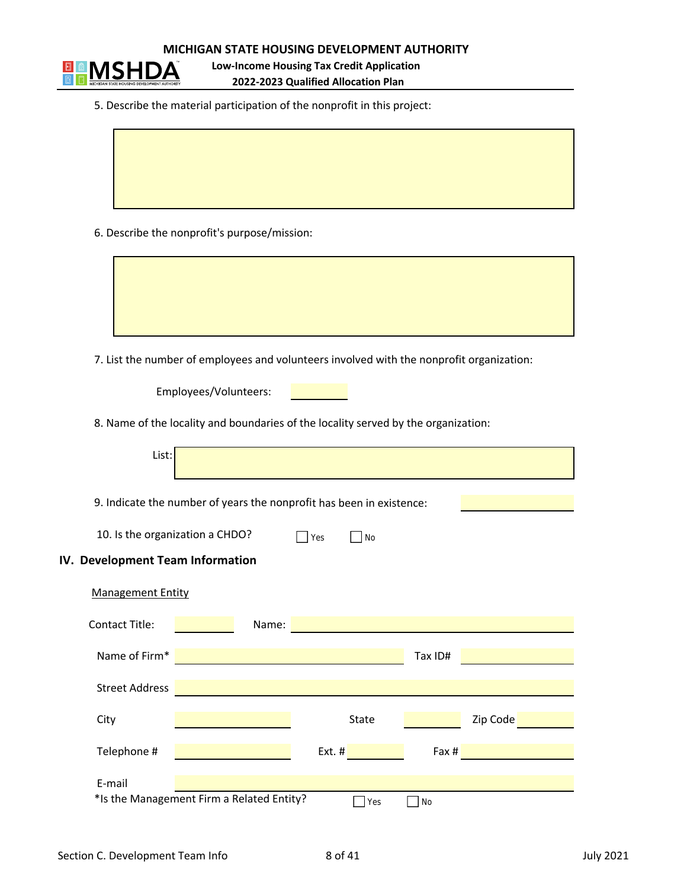5. Describe the material participation of the nonprofit in this project:

6. Describe the nonprofit's purpose/mission:

7. List the number of employees and volunteers involved with the nonprofit organization:

Employees/Volunteers:

8. Name of the locality and boundaries of the locality served by the organization:

List:

9. Indicate the number of years the nonprofit has been in existence:

10. Is the organization a CHDO? ☐ Yes ☐ No

## IV. Development Team Information

Management Entity

Contact Title: Name:

Name of Firm* Tax ID#

Street Address

City State Zip Code

Telephone # Ext. # Fax #

E-mail

*Is the Management Firm a Related Entity? ☐ Yes ☐ No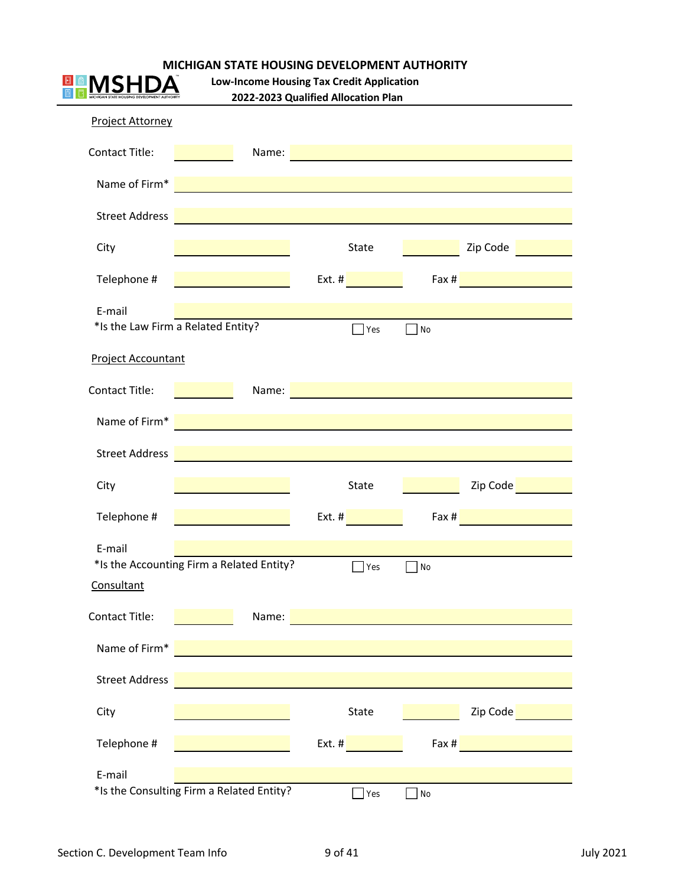Project Attorney

Contact Title: ______ Name: ______

Name of Firm* ______

Street Address ______

City ______ State ______ Zip Code ______

Telephone # ______ Ext. # ______ Fax # ______

E-mail ______

*Is the Law Firm a Related Entity? ☐ Yes ☐ No

Project Accountant

Contact Title: ______ Name: ______

Name of Firm* ______

Street Address ______

City ______ State ______ Zip Code ______

Telephone # ______ Ext. # ______ Fax # ______

E-mail ______

*Is the Accounting Firm a Related Entity? ☐ Yes ☐ No

Consultant

Contact Title: ______ Name: ______

Name of Firm* ______

Street Address ______

City ______ State ______ Zip Code ______

Telephone # ______ Ext. # ______ Fax # ______

E-mail ______

*Is the Consulting Firm a Related Entity? ☐ Yes ☐ No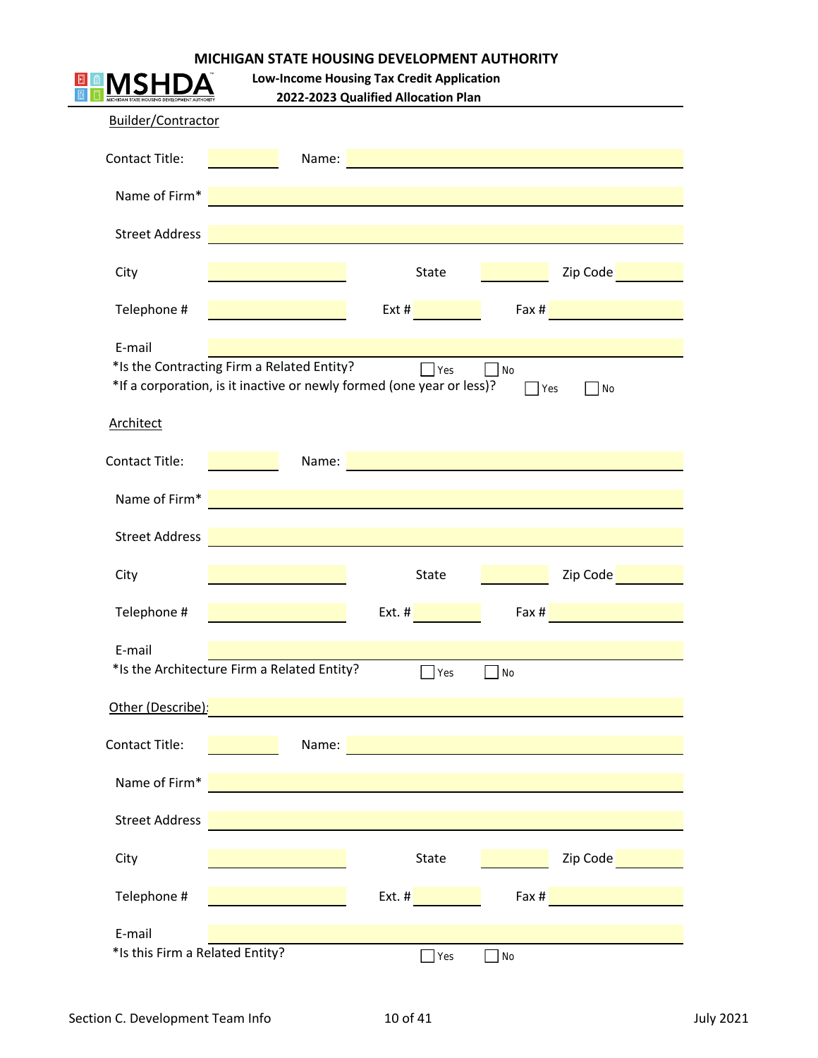Builder/Contractor

Contact Title: ____________ Name: ____________

Name of Firm* ____________

Street Address ____________

City ____________ State ____________ Zip Code ____________

Telephone # ____________ Ext # ____________ Fax # ____________

E-mail ____________

*Is the Contracting Firm a Related Entity? ☐ Yes ☐ No

*If a corporation, is it inactive or newly formed (one year or less)? ☐ Yes ☐ No

Architect

Contact Title: ____________ Name: ____________

Name of Firm* ____________

Street Address ____________

City ____________ State ____________ Zip Code ____________

Telephone # ____________ Ext. # ____________ Fax # ____________

E-mail ____________

*Is the Architecture Firm a Related Entity? ☐ Yes ☐ No

Other (Describe): ____________

Contact Title: ____________ Name: ____________

Name of Firm* ____________

Street Address ____________

City ____________ State ____________ Zip Code ____________

Telephone # ____________ Ext. # ____________ Fax # ____________

E-mail ____________

*Is this Firm a Related Entity? ☐ Yes ☐ No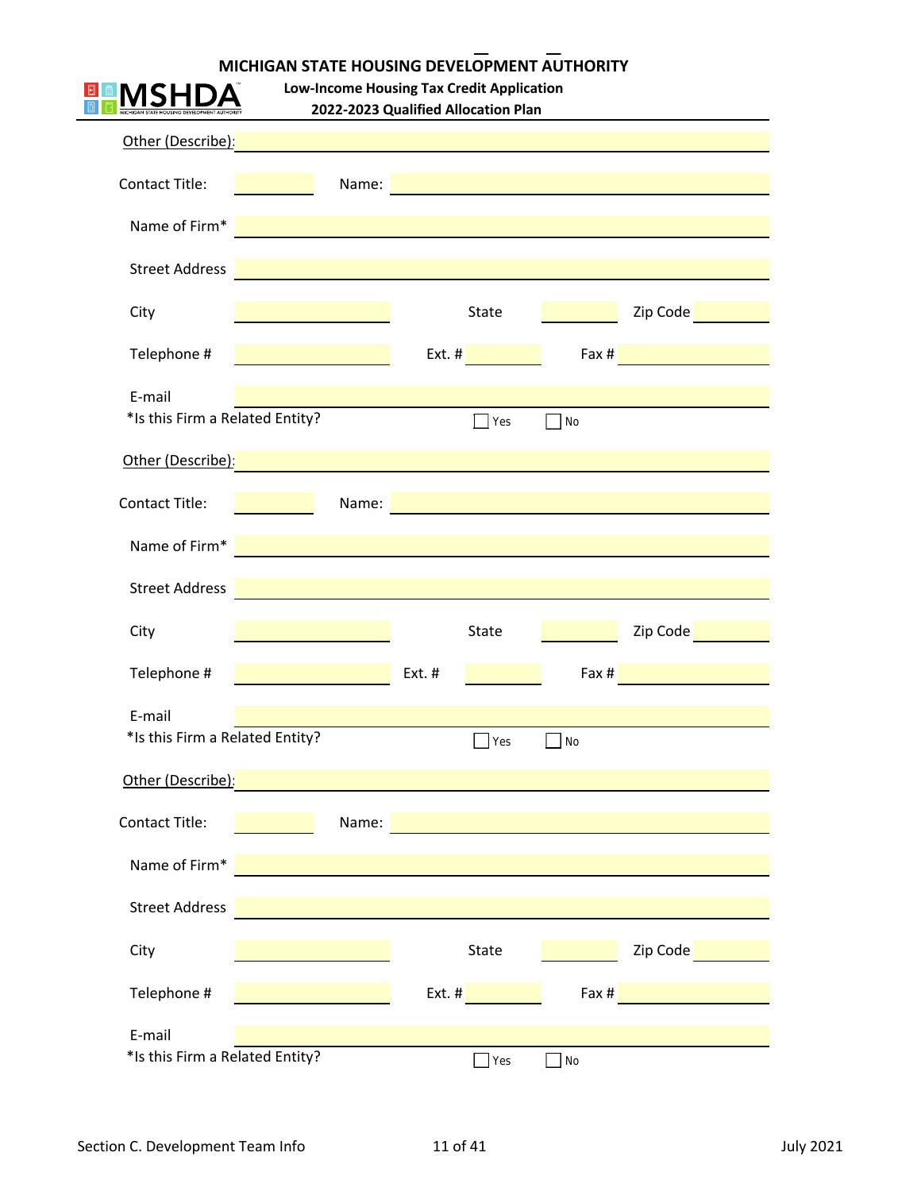Other (Describe): ______________________________

Contact Title: __________ Name: ______________________________

Name of Firm* ______________________________

Street Address ______________________________

City __________ State __________ Zip Code __________

Telephone # __________ Ext. # __________ Fax # __________

E-mail ______________________________

*Is this Firm a Related Entity? ☐ Yes ☐ No

Other (Describe): ______________________________

Contact Title: __________ Name: ______________________________

Name of Firm* ______________________________

Street Address ______________________________

City __________ State __________ Zip Code __________

Telephone # __________ Ext. # __________ Fax # __________

E-mail ______________________________

*Is this Firm a Related Entity? ☐ Yes ☐ No

Other (Describe): ______________________________

Contact Title: __________ Name: ______________________________

Name of Firm* ______________________________

Street Address ______________________________

City __________ State __________ Zip Code __________

Telephone # __________ Ext. # __________ Fax # __________

E-mail ______________________________

*Is this Firm a Related Entity? ☐ Yes ☐ No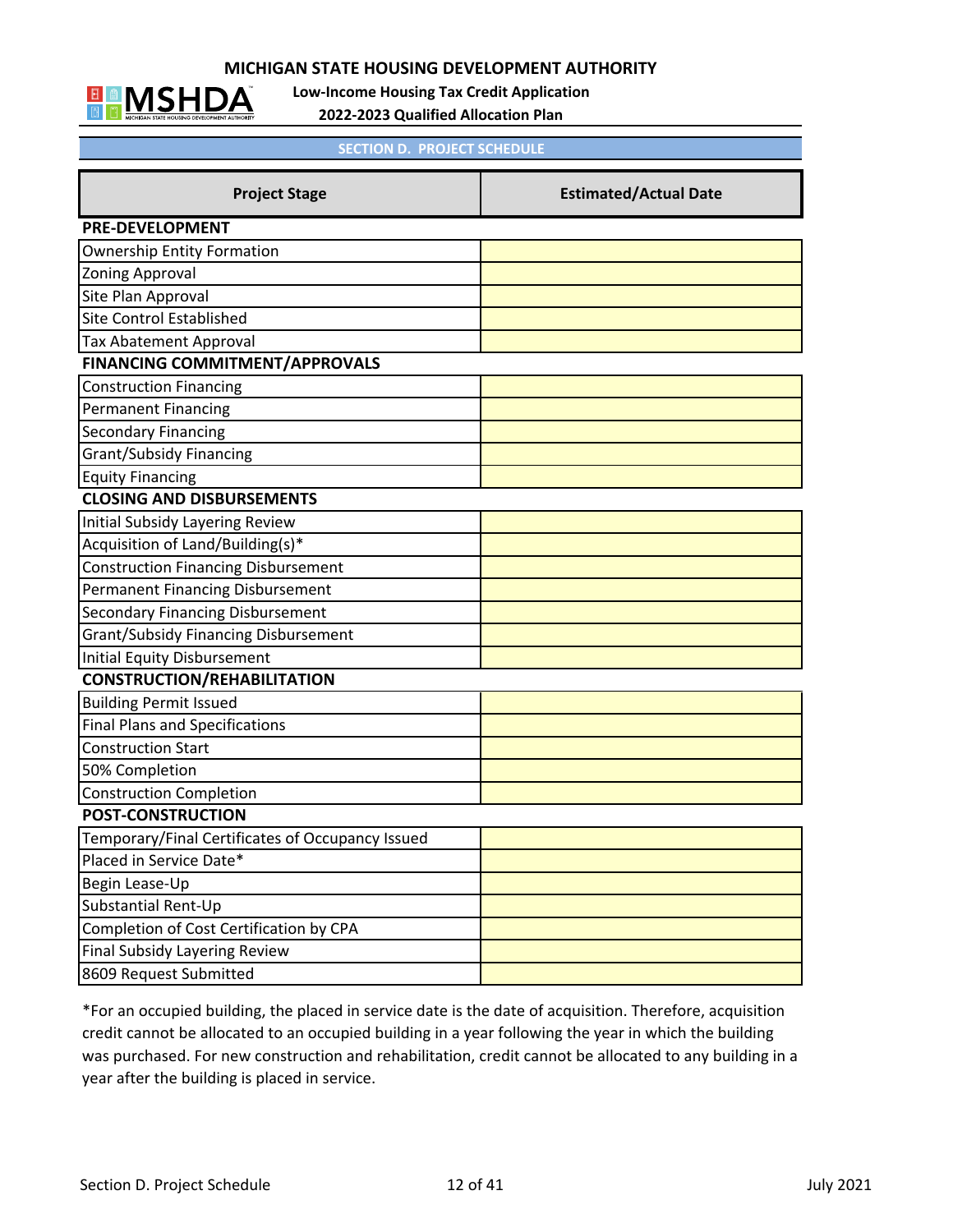# MICHIGAN STATE HOUSING DEVELOPMENT AUTHORITY

**Low-Income Housing Tax Credit Application**

**2022-2023 Qualified Allocation Plan**

## SECTION D. PROJECT SCHEDULE

| Project Stage | Estimated/Actual Date |
|---|---|
| **PRE-DEVELOPMENT** | |
| Ownership Entity Formation | |
| Zoning Approval | |
| Site Plan Approval | |
| Site Control Established | |
| Tax Abatement Approval | |
| **FINANCING COMMITMENT/APPROVALS** | |
| Construction Financing | |
| Permanent Financing | |
| Secondary Financing | |
| Grant/Subsidy Financing | |
| Equity Financing | |
| **CLOSING AND DISBURSEMENTS** | |
| Initial Subsidy Layering Review | |
| Acquisition of Land/Building(s)* | |
| Construction Financing Disbursement | |
| Permanent Financing Disbursement | |
| Secondary Financing Disbursement | |
| Grant/Subsidy Financing Disbursement | |
| Initial Equity Disbursement | |
| **CONSTRUCTION/REHABILITATION** | |
| Building Permit Issued | |
| Final Plans and Specifications | |
| Construction Start | |
| 50% Completion | |
| Construction Completion | |
| **POST-CONSTRUCTION** | |
| Temporary/Final Certificates of Occupancy Issued | |
| Placed in Service Date* | |
| Begin Lease-Up | |
| Substantial Rent-Up | |
| Completion of Cost Certification by CPA | |
| Final Subsidy Layering Review | |
| 8609 Request Submitted | |

*For an occupied building, the placed in service date is the date of acquisition. Therefore, acquisition credit cannot be allocated to an occupied building in a year following the year in which the building was purchased. For new construction and rehabilitation, credit cannot be allocated to any building in a year after the building is placed in service.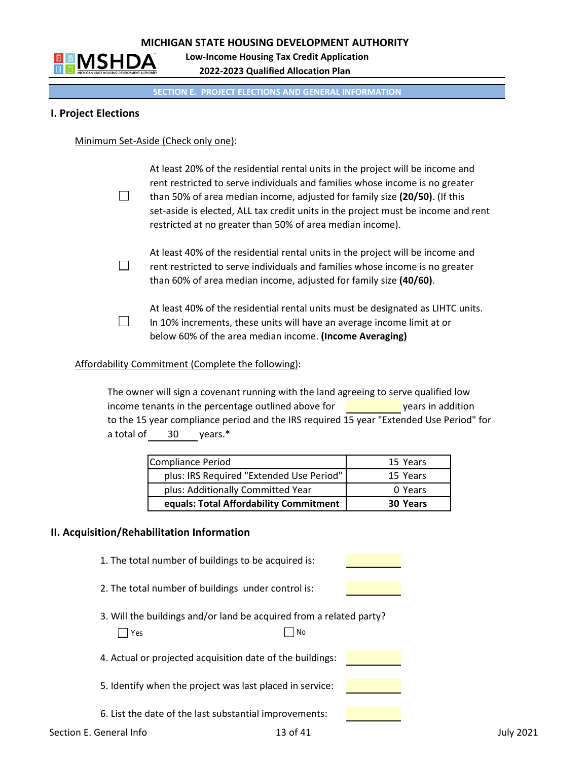MICHIGAN STATE HOUSING DEVELOPMENT AUTHORITY

Low-Income Housing Tax Credit Application

2022-2023 Qualified Allocation Plan

## SECTION E. PROJECT ELECTIONS AND GENERAL INFORMATION

### I. Project Elections

Minimum Set-Aside (Check only one):

☐ At least 20% of the residential rental units in the project will be income and rent restricted to serve individuals and families whose income is no greater than 50% of area median income, adjusted for family size **(20/50)**. (If this set-aside is elected, ALL tax credit units in the project must be income and rent restricted at no greater than 50% of area median income).

☐ At least 40% of the residential rental units in the project will be income and rent restricted to serve individuals and families whose income is no greater than 60% of area median income, adjusted for family size **(40/60)**.

☐ At least 40% of the residential rental units must be designated as LIHTC units. In 10% increments, these units will have an average income limit at or below 60% of the area median income. **(Income Averaging)**

Affordability Commitment (Complete the following):

The owner will sign a covenant running with the land agreeing to serve qualified low income tenants in the percentage outlined above for ________ years in addition to the 15 year compliance period and the IRS required 15 year "Extended Use Period" for a total of 30 years.*

| | |
|---|---|
| Compliance Period | 15 Years |
| plus: IRS Required "Extended Use Period" | 15 Years |
| plus: Additionally Committed Year | 0 Years |
| **equals: Total Affordability Commitment** | **30 Years** |

### II. Acquisition/Rehabilitation Information

1. The total number of buildings to be acquired is: ________

2. The total number of buildings under control is: ________

3. Will the buildings and/or land be acquired from a related party?

   ☐ Yes ☐ No

4. Actual or projected acquisition date of the buildings: ________

5. Identify when the project was last placed in service: ________

6. List the date of the last substantial improvements: ________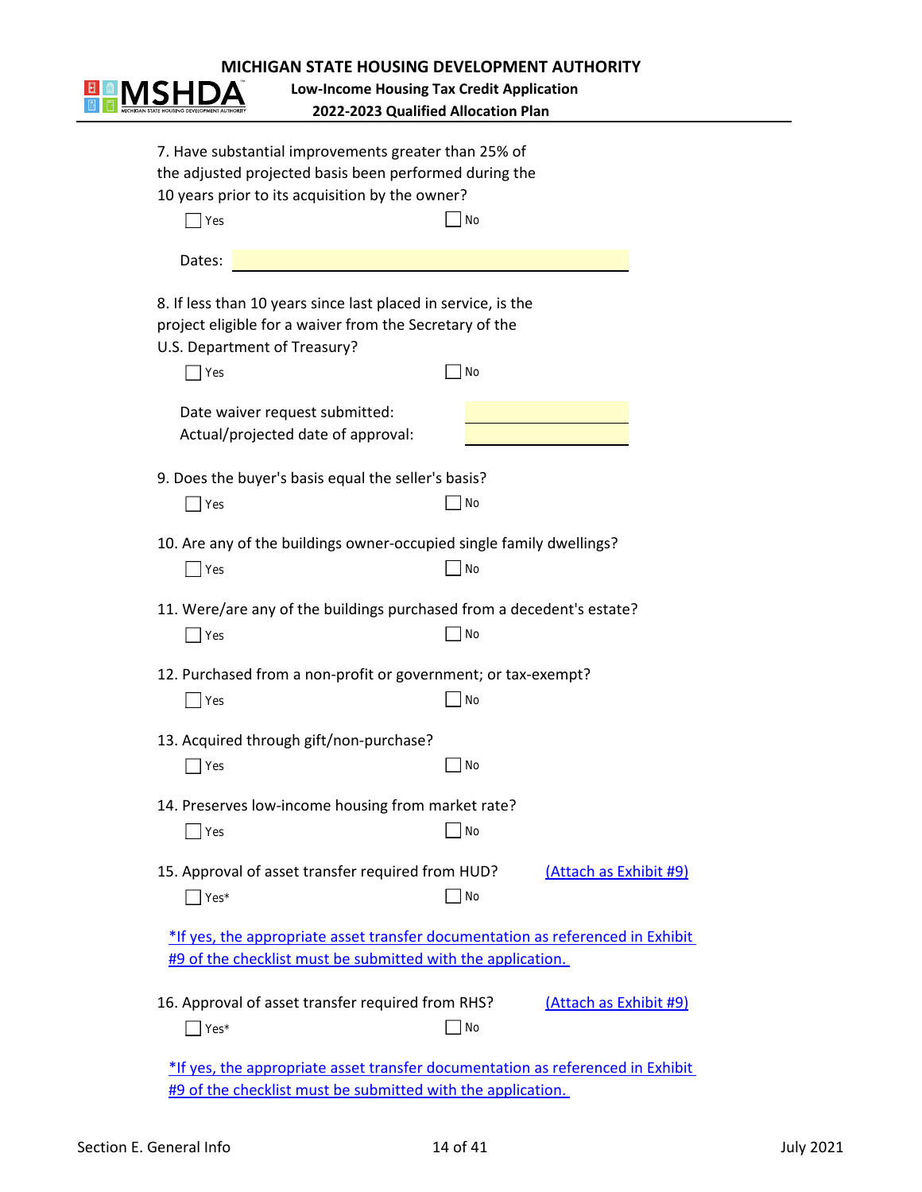7. Have substantial improvements greater than 25% of the adjusted projected basis been performed during the 10 years prior to its acquisition by the owner?

☐ Yes ☐ No

Dates: ____________________

8. If less than 10 years since last placed in service, is the project eligible for a waiver from the Secretary of the U.S. Department of Treasury?

☐ Yes ☐ No

Date waiver request submitted: ____________________

Actual/projected date of approval: ____________________

9. Does the buyer's basis equal the seller's basis?

☐ Yes ☐ No

10. Are any of the buildings owner-occupied single family dwellings?

☐ Yes ☐ No

11. Were/are any of the buildings purchased from a decedent's estate?

☐ Yes ☐ No

12. Purchased from a non-profit or government; or tax-exempt?

☐ Yes ☐ No

13. Acquired through gift/non-purchase?

☐ Yes ☐ No

14. Preserves low-income housing from market rate?

☐ Yes ☐ No

15. Approval of asset transfer required from HUD? (Attach as Exhibit #9)

☐ Yes* ☐ No

*If yes, the appropriate asset transfer documentation as referenced in Exhibit #9 of the checklist must be submitted with the application.

16. Approval of asset transfer required from RHS? (Attach as Exhibit #9)

☐ Yes* ☐ No

*If yes, the appropriate asset transfer documentation as referenced in Exhibit #9 of the checklist must be submitted with the application.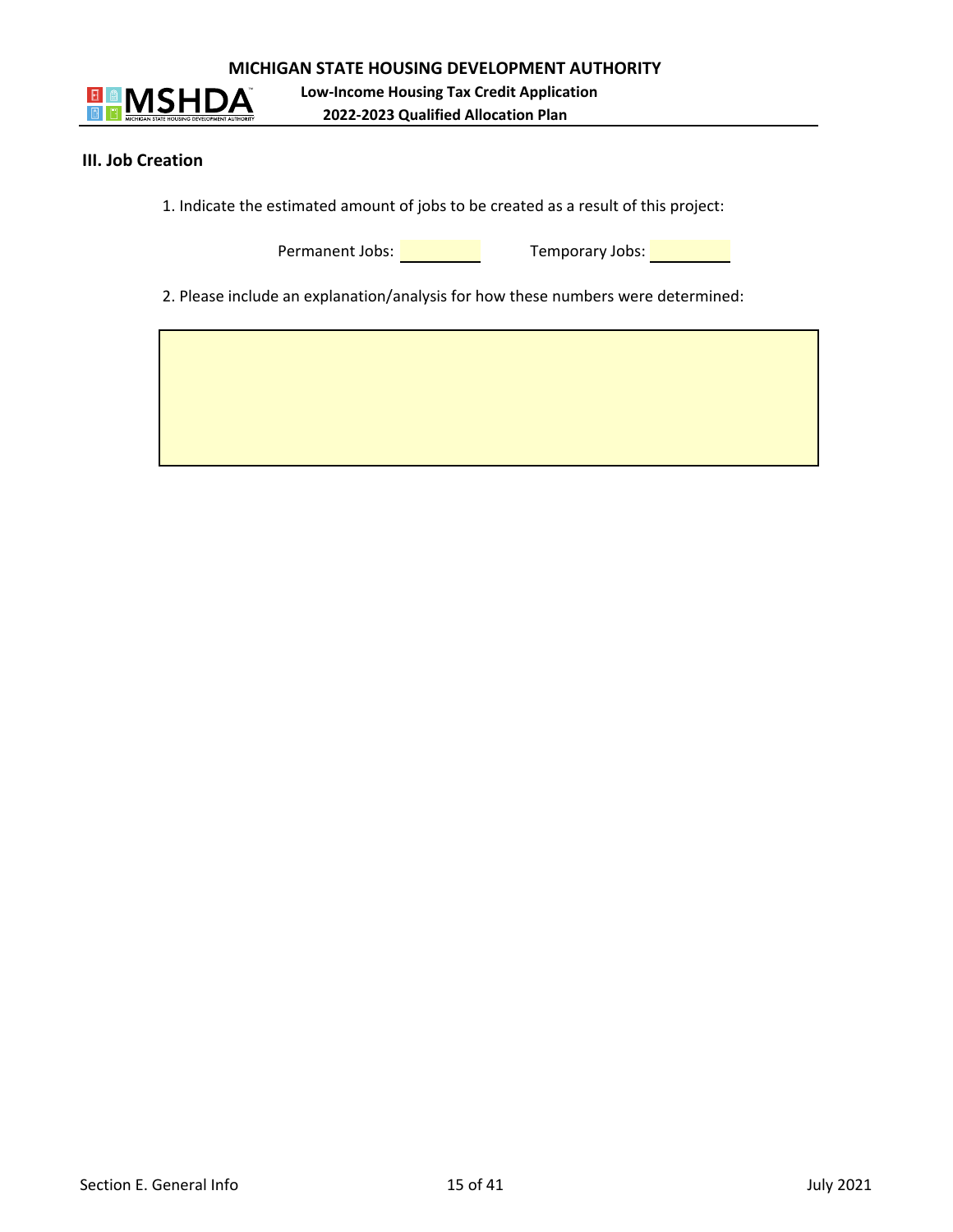### III. Job Creation

1. Indicate the estimated amount of jobs to be created as a result of this project:

Permanent Jobs: \_\_\_\_\_\_\_\_\_\_ Temporary Jobs: \_\_\_\_\_\_\_\_\_\_

2. Please include an explanation/analysis for how these numbers were determined: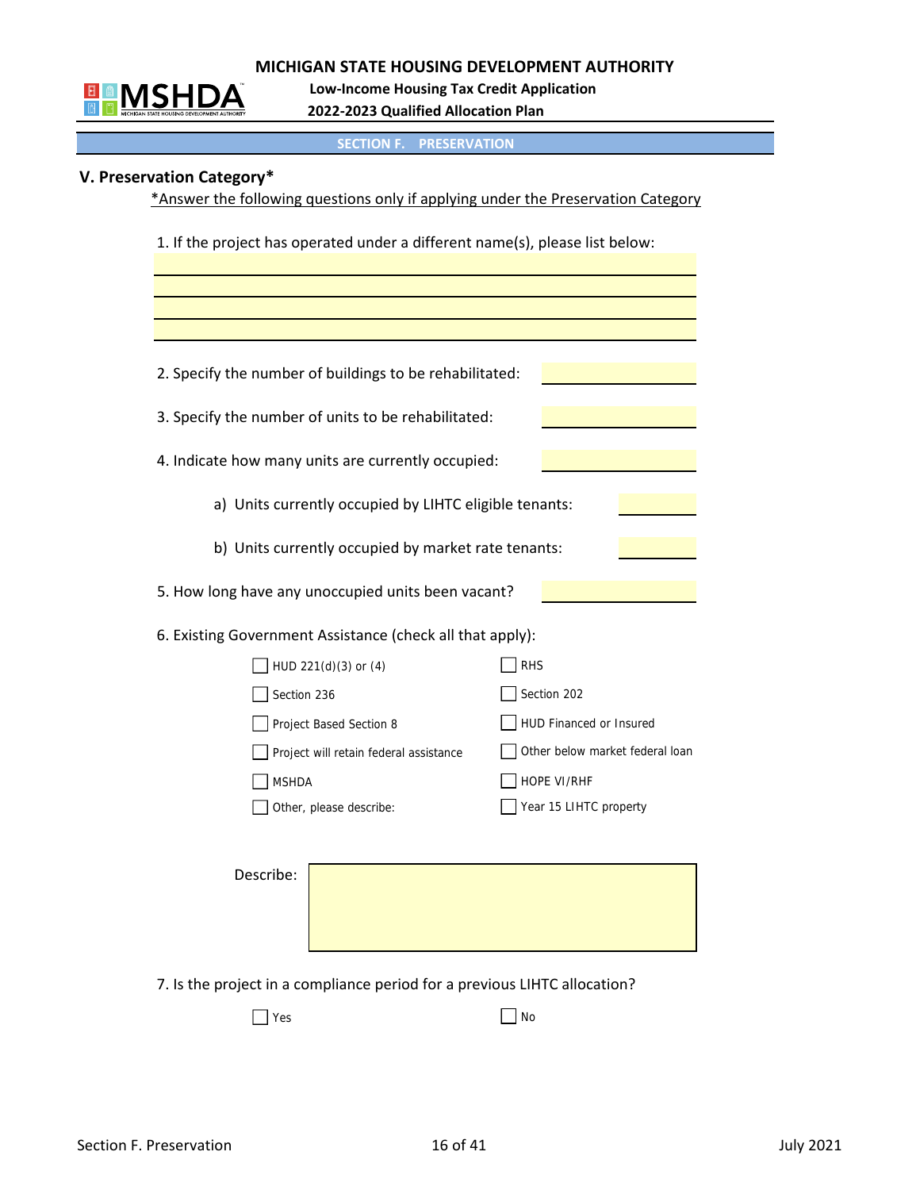MICHIGAN STATE HOUSING DEVELOPMENT AUTHORITY

Low-Income Housing Tax Credit Application

2022-2023 Qualified Allocation Plan

**SECTION F. PRESERVATION**

## V. Preservation Category*

*Answer the following questions only if applying under the Preservation Category

1. If the project has operated under a different name(s), please list below:

_______________

_______________

_______________

_______________

2. Specify the number of buildings to be rehabilitated: _______________

3. Specify the number of units to be rehabilitated: _______________

4. Indicate how many units are currently occupied: _______________

   a) Units currently occupied by LIHTC eligible tenants: _______________

   b) Units currently occupied by market rate tenants: _______________

5. How long have any unoccupied units been vacant? _______________

6. Existing Government Assistance (check all that apply):

- ☐ HUD 221(d)(3) or (4)
- ☐ RHS
- ☐ Section 236
- ☐ Section 202
- ☐ Project Based Section 8
- ☐ HUD Financed or Insured
- ☐ Project will retain federal assistance
- ☐ Other below market federal loan
- ☐ MSHDA
- ☐ HOPE VI/RHF
- ☐ Other, please describe:
- ☐ Year 15 LIHTC property

Describe: _______________

7. Is the project in a compliance period for a previous LIHTC allocation?

☐ Yes ☐ No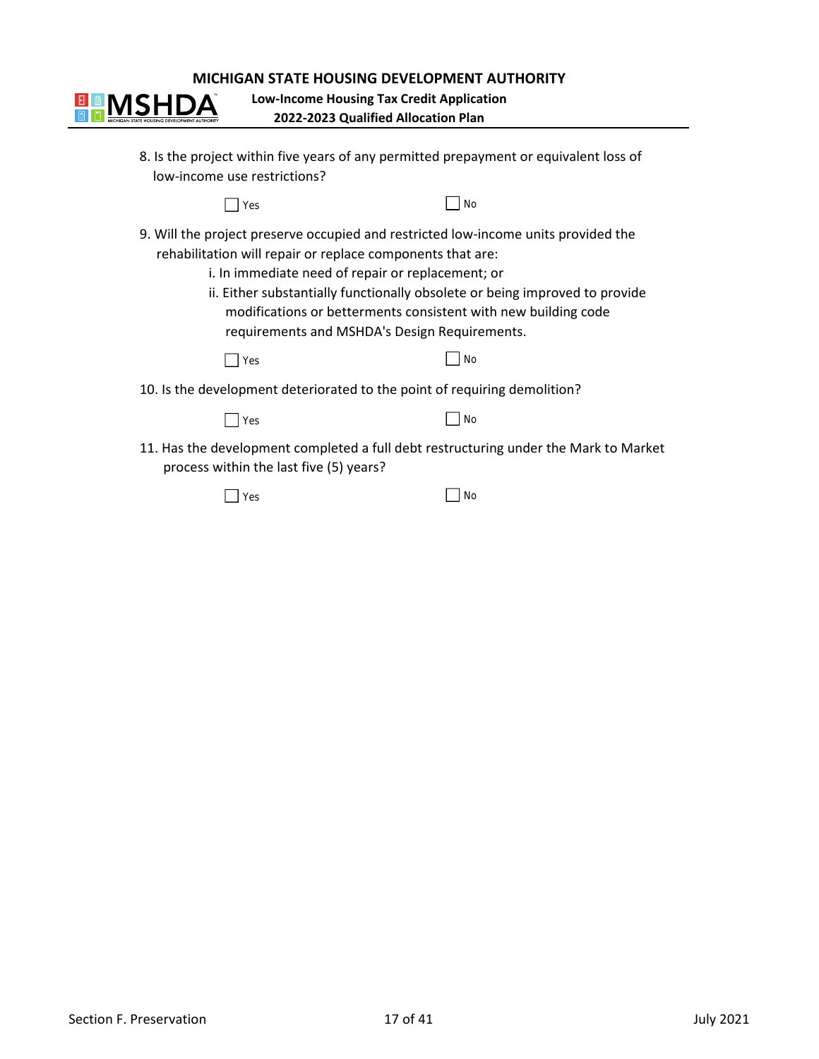8. Is the project within five years of any permitted prepayment or equivalent loss of low-income use restrictions?

☐ Yes ☐ No

9. Will the project preserve occupied and restricted low-income units provided the rehabilitation will repair or replace components that are:
   - i. In immediate need of repair or replacement; or
   - ii. Either substantially functionally obsolete or being improved to provide modifications or betterments consistent with new building code requirements and MSHDA's Design Requirements.

☐ Yes ☐ No

10. Is the development deteriorated to the point of requiring demolition?

☐ Yes ☐ No

11. Has the development completed a full debt restructuring under the Mark to Market process within the last five (5) years?

☐ Yes ☐ No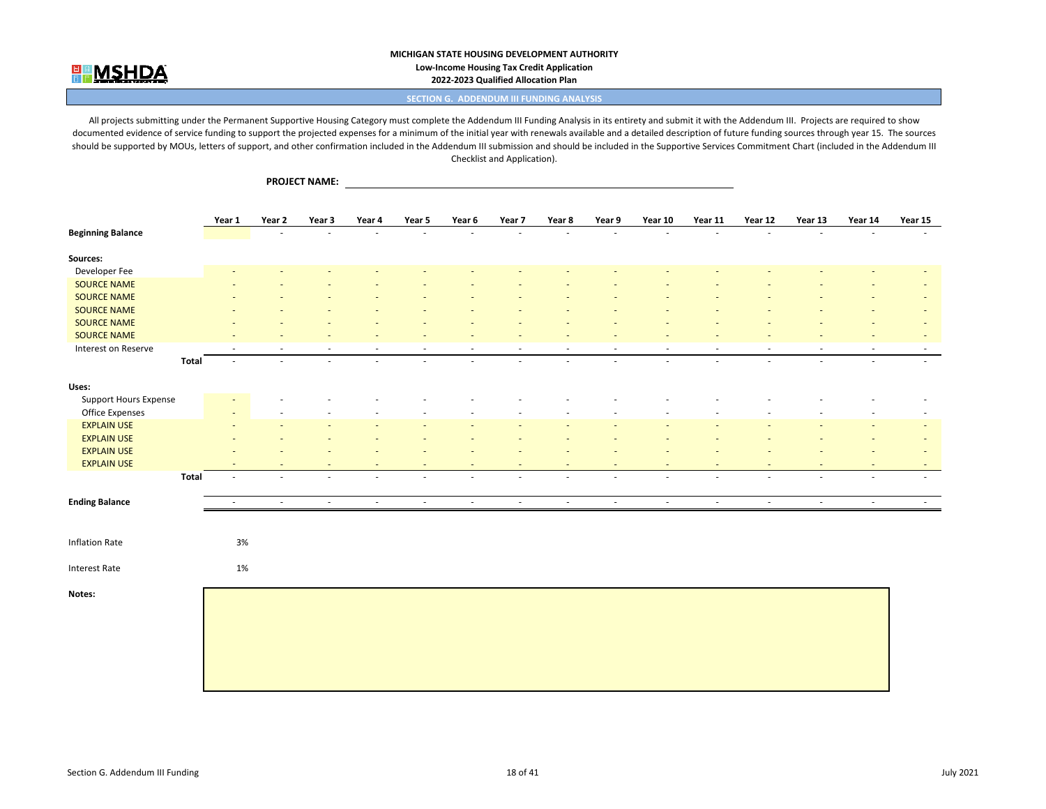**MICHIGAN STATE HOUSING DEVELOPMENT AUTHORITY**

**Low-Income Housing Tax Credit Application**

**2022-2023 Qualified Allocation Plan**

## SECTION G. ADDENDUM III FUNDING ANALYSIS

All projects submitting under the Permanent Supportive Housing Category must complete the Addendum III Funding Analysis in its entirety and submit it with the Addendum III. Projects are required to show documented evidence of service funding to support the projected expenses for a minimum of the initial year with renewals available and a detailed description of future funding sources through year 15. The sources should be supported by MOUs, letters of support, and other confirmation included in the Addendum III submission and should be included in the Supportive Services Commitment Chart (included in the Addendum III Checklist and Application).

**PROJECT NAME:** ______________________________

| | Year 1 | Year 2 | Year 3 | Year 4 | Year 5 | Year 6 | Year 7 | Year 8 | Year 9 | Year 10 | Year 11 | Year 12 | Year 13 | Year 14 | Year 15 |
|---|---|---|---|---|---|---|---|---|---|---|---|---|---|---|---|
| **Beginning Balance** | | - | - | - | - | - | - | - | - | - | - | - | - | - | - |
| **Sources:** | | | | | | | | | | | | | | | |
| Developer Fee | - | - | - | - | - | - | - | - | - | - | - | - | - | - | - |
| SOURCE NAME | - | - | - | - | - | - | - | - | - | - | - | - | - | - | - |
| SOURCE NAME | - | - | - | - | - | - | - | - | - | - | - | - | - | - | - |
| SOURCE NAME | - | - | - | - | - | - | - | - | - | - | - | - | - | - | - |
| SOURCE NAME | - | - | - | - | - | - | - | - | - | - | - | - | - | - | - |
| SOURCE NAME | - | - | - | - | - | - | - | - | - | - | - | - | - | - | - |
| Interest on Reserve | - | - | - | - | - | - | - | - | - | - | - | - | - | - | - |
| **Total** | - | - | - | - | - | - | - | - | - | - | - | - | - | - | - |
| **Uses:** | | | | | | | | | | | | | | | |
| Support Hours Expense | - | - | - | - | - | - | - | - | - | - | - | - | - | - | - |
| Office Expenses | - | - | - | - | - | - | - | - | - | - | - | - | - | - | - |
| EXPLAIN USE | - | - | - | - | - | - | - | - | - | - | - | - | - | - | - |
| EXPLAIN USE | - | - | - | - | - | - | - | - | - | - | - | - | - | - | - |
| EXPLAIN USE | - | - | - | - | - | - | - | - | - | - | - | - | - | - | - |
| EXPLAIN USE | - | - | - | - | - | - | - | - | - | - | - | - | - | - | - |
| **Total** | - | - | - | - | - | - | - | - | - | - | - | - | - | - | - |
| **Ending Balance** | - | - | - | - | - | - | - | - | - | - | - | - | - | - | - |

Inflation Rate 3%

Interest Rate 1%

**Notes:**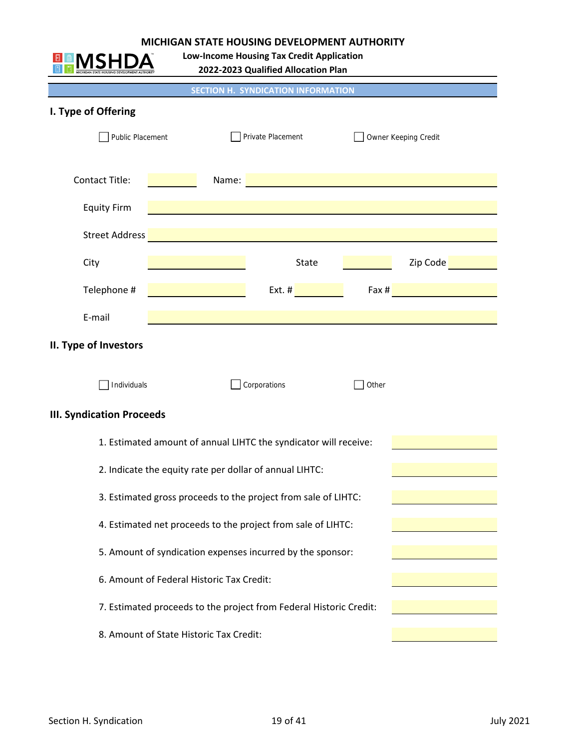MICHIGAN STATE HOUSING DEVELOPMENT AUTHORITY

Low-Income Housing Tax Credit Application

2022-2023 Qualified Allocation Plan

## SECTION H. SYNDICATION INFORMATION

### I. Type of Offering

☐ Public Placement ☐ Private Placement ☐ Owner Keeping Credit

Contact Title: ______ Name: ______

Equity Firm ______

Street Address ______

City ______ State ______ Zip Code ______

Telephone # ______ Ext. # ______ Fax # ______

E-mail ______

### II. Type of Investors

☐ Individuals ☐ Corporations ☐ Other

### III. Syndication Proceeds

1. Estimated amount of annual LIHTC the syndicator will receive: ______
2. Indicate the equity rate per dollar of annual LIHTC: ______
3. Estimated gross proceeds to the project from sale of LIHTC: ______
4. Estimated net proceeds to the project from sale of LIHTC: ______
5. Amount of syndication expenses incurred by the sponsor: ______
6. Amount of Federal Historic Tax Credit: ______
7. Estimated proceeds to the project from Federal Historic Credit: ______
8. Amount of State Historic Tax Credit: ______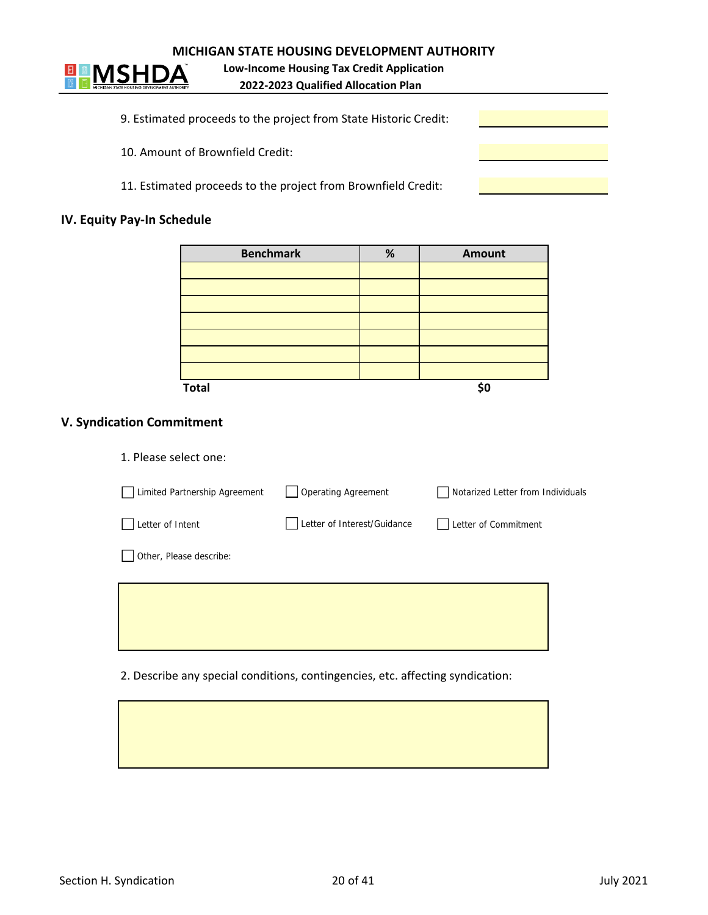9. Estimated proceeds to the project from State Historic Credit:

10. Amount of Brownfield Credit:

11. Estimated proceeds to the project from Brownfield Credit:

## IV. Equity Pay-In Schedule

| Benchmark | % | Amount |
|---|---|---|
| | | |
| | | |
| | | |
| | | |
| | | |
| | | |
| | | |
| **Total** | | **$0** |

## V. Syndication Commitment

1. Please select one:

- ☐ Limited Partnership Agreement
- ☐ Operating Agreement
- ☐ Notarized Letter from Individuals
- ☐ Letter of Intent
- ☐ Letter of Interest/Guidance
- ☐ Letter of Commitment
- ☐ Other, Please describe:

2. Describe any special conditions, contingencies, etc. affecting syndication: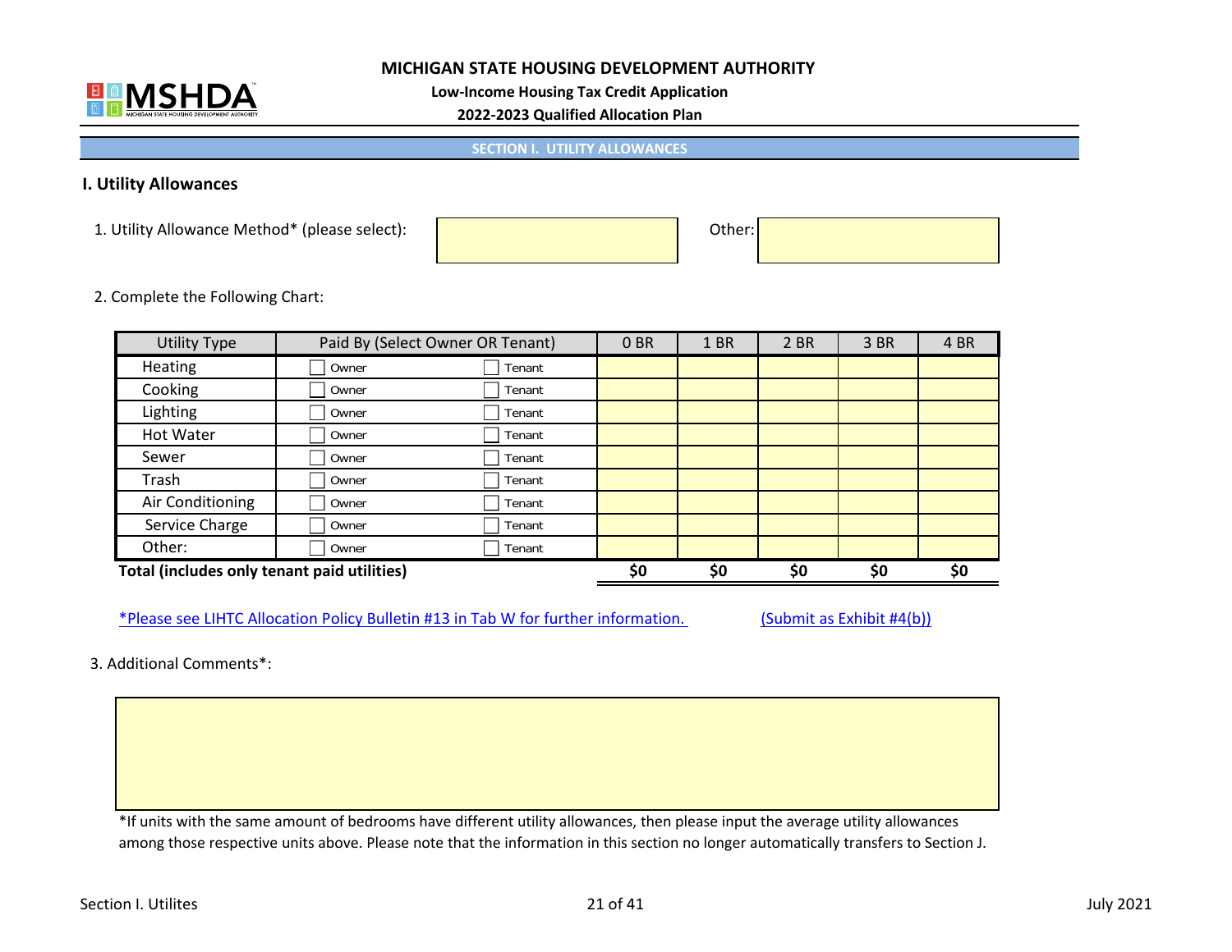MICHIGAN STATE HOUSING DEVELOPMENT AUTHORITY

**Low-Income Housing Tax Credit Application**

**2022-2023 Qualified Allocation Plan**

**SECTION I. UTILITY ALLOWANCES**

## I. Utility Allowances

1. Utility Allowance Method* (please select): ____________ Other: ____________

2. Complete the Following Chart:

| Utility Type | Paid By (Select Owner OR Tenant) | | 0 BR | 1 BR | 2 BR | 3 BR | 4 BR |
|---|---|---|---|---|---|---|---|
| Heating | ☐ Owner | ☐ Tenant | | | | | |
| Cooking | ☐ Owner | ☐ Tenant | | | | | |
| Lighting | ☐ Owner | ☐ Tenant | | | | | |
| Hot Water | ☐ Owner | ☐ Tenant | | | | | |
| Sewer | ☐ Owner | ☐ Tenant | | | | | |
| Trash | ☐ Owner | ☐ Tenant | | | | | |
| Air Conditioning | ☐ Owner | ☐ Tenant | | | | | |
| Service Charge | ☐ Owner | ☐ Tenant | | | | | |
| Other: | ☐ Owner | ☐ Tenant | | | | | |
| **Total (includes only tenant paid utilities)** | | | **$0** | **$0** | **$0** | **$0** | **$0** |

*Please see LIHTC Allocation Policy Bulletin #13 in Tab W for further information.

(Submit as Exhibit #4(b))

3. Additional Comments*:

*If units with the same amount of bedrooms have different utility allowances, then please input the average utility allowances among those respective units above. Please note that the information in this section no longer automatically transfers to Section J.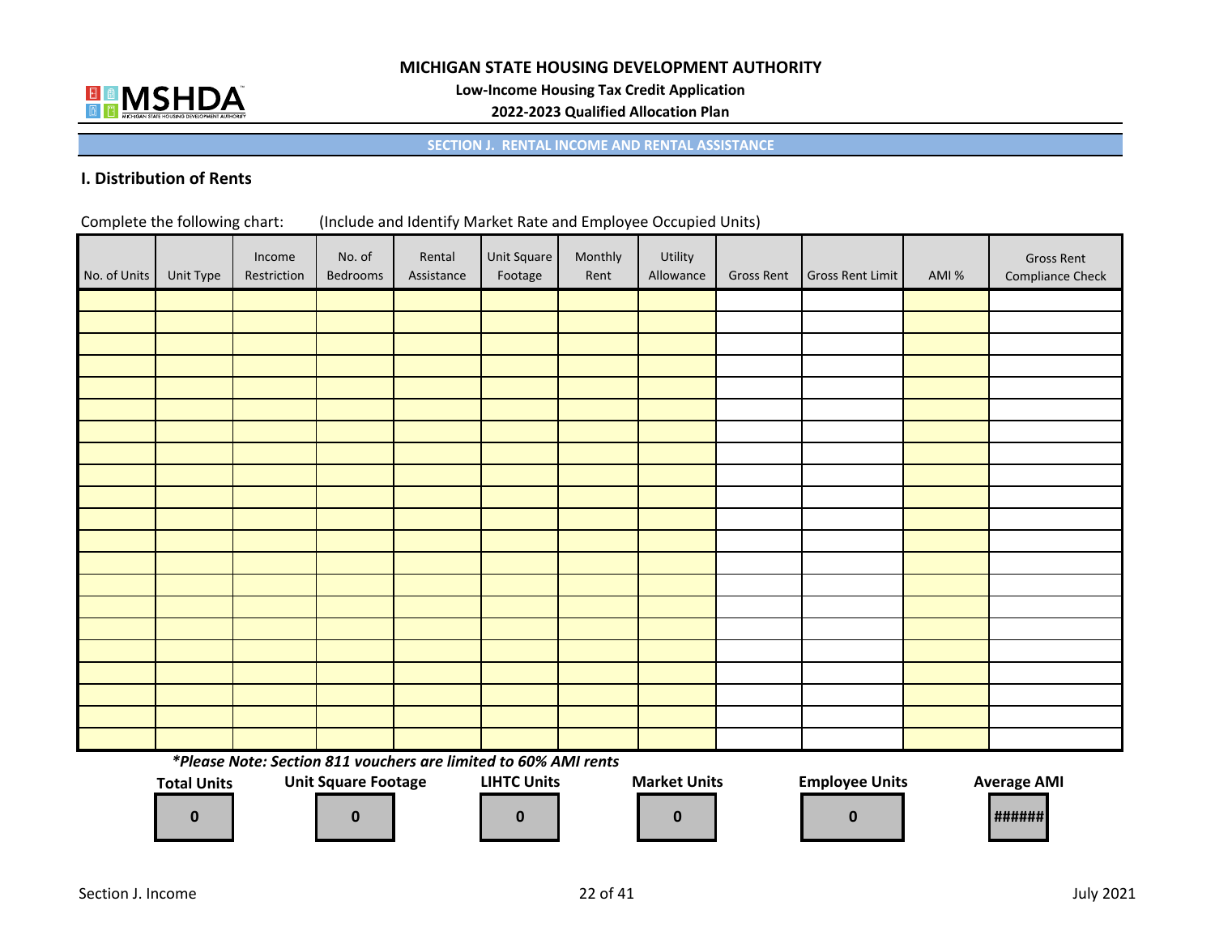**MICHIGAN STATE HOUSING DEVELOPMENT AUTHORITY**

**Low-Income Housing Tax Credit Application**

**2022-2023 Qualified Allocation Plan**

**SECTION J. RENTAL INCOME AND RENTAL ASSISTANCE**

## I. Distribution of Rents

Complete the following chart: (Include and Identify Market Rate and Employee Occupied Units)

| No. of Units | Unit Type | Income Restriction | No. of Bedrooms | Rental Assistance | Unit Square Footage | Monthly Rent | Utility Allowance | Gross Rent | Gross Rent Limit | AMI % | Gross Rent Compliance Check |
|---|---|---|---|---|---|---|---|---|---|---|---|
| | | | | | | | | | | | |
| | | | | | | | | | | | |
| | | | | | | | | | | | |
| | | | | | | | | | | | |
| | | | | | | | | | | | |
| | | | | | | | | | | | |
| | | | | | | | | | | | |
| | | | | | | | | | | | |
| | | | | | | | | | | | |
| | | | | | | | | | | | |
| | | | | | | | | | | | |
| | | | | | | | | | | | |
| | | | | | | | | | | | |
| | | | | | | | | | | | |
| | | | | | | | | | | | |
| | | | | | | | | | | | |
| | | | | | | | | | | | |
| | | | | | | | | | | | |
| | | | | | | | | | | | |
| | | | | | | | | | | | |
| | | | | | | | | | | | |

***Please Note: Section 811 vouchers are limited to 60% AMI rents**

| Total Units | Unit Square Footage | LIHTC Units | Market Units | Employee Units | Average AMI |
|---|---|---|---|---|---|
| 0 | 0 | 0 | 0 | 0 | ###### |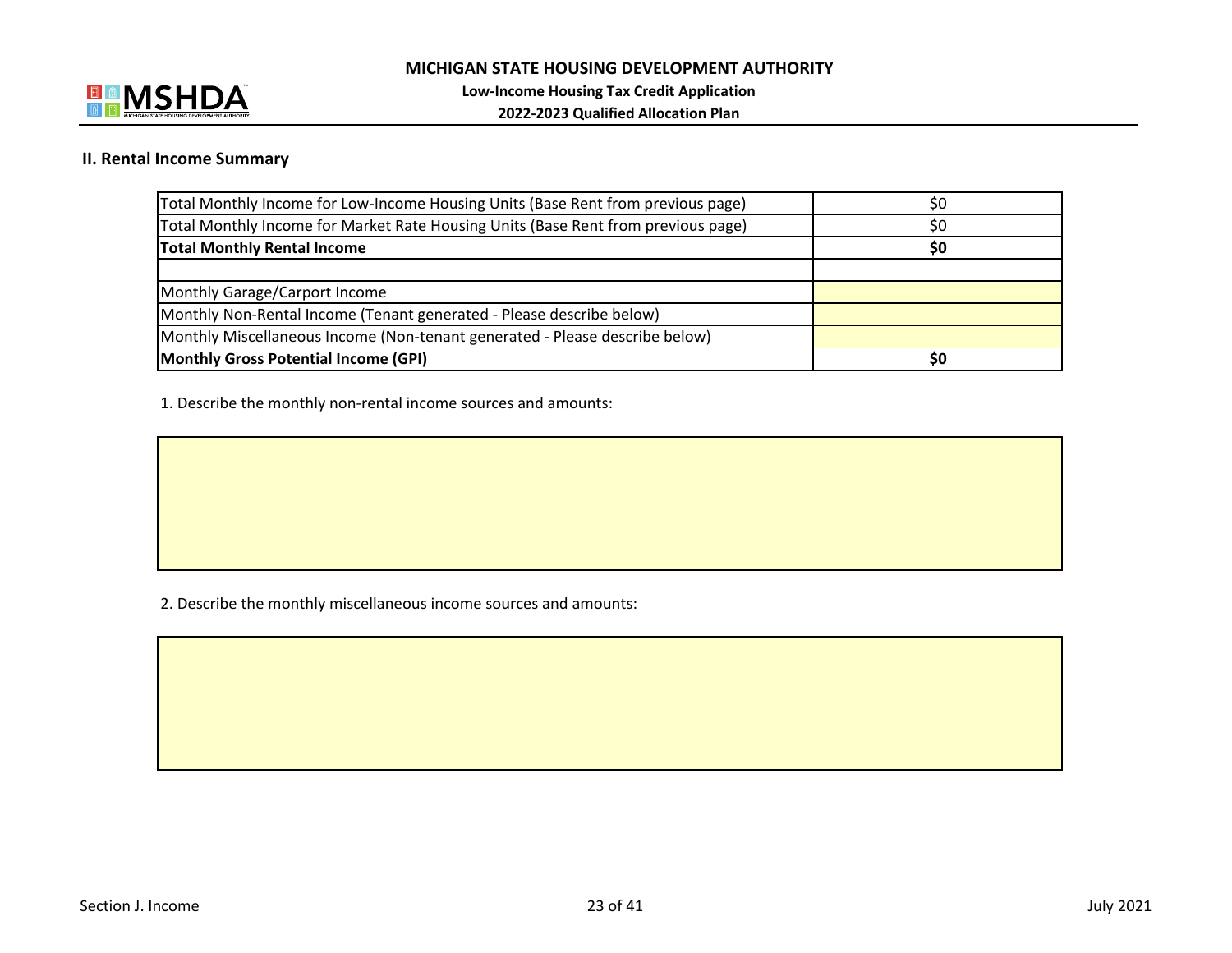## II. Rental Income Summary

| | |
|---|---|
| Total Monthly Income for Low-Income Housing Units (Base Rent from previous page) | $0 |
| Total Monthly Income for Market Rate Housing Units (Base Rent from previous page) | $0 |
| **Total Monthly Rental Income** | **$0** |
| | |
| Monthly Garage/Carport Income | |
| Monthly Non-Rental Income (Tenant generated - Please describe below) | |
| Monthly Miscellaneous Income (Non-tenant generated - Please describe below) | |
| **Monthly Gross Potential Income (GPI)** | **$0** |

1. Describe the monthly non-rental income sources and amounts:

2. Describe the monthly miscellaneous income sources and amounts: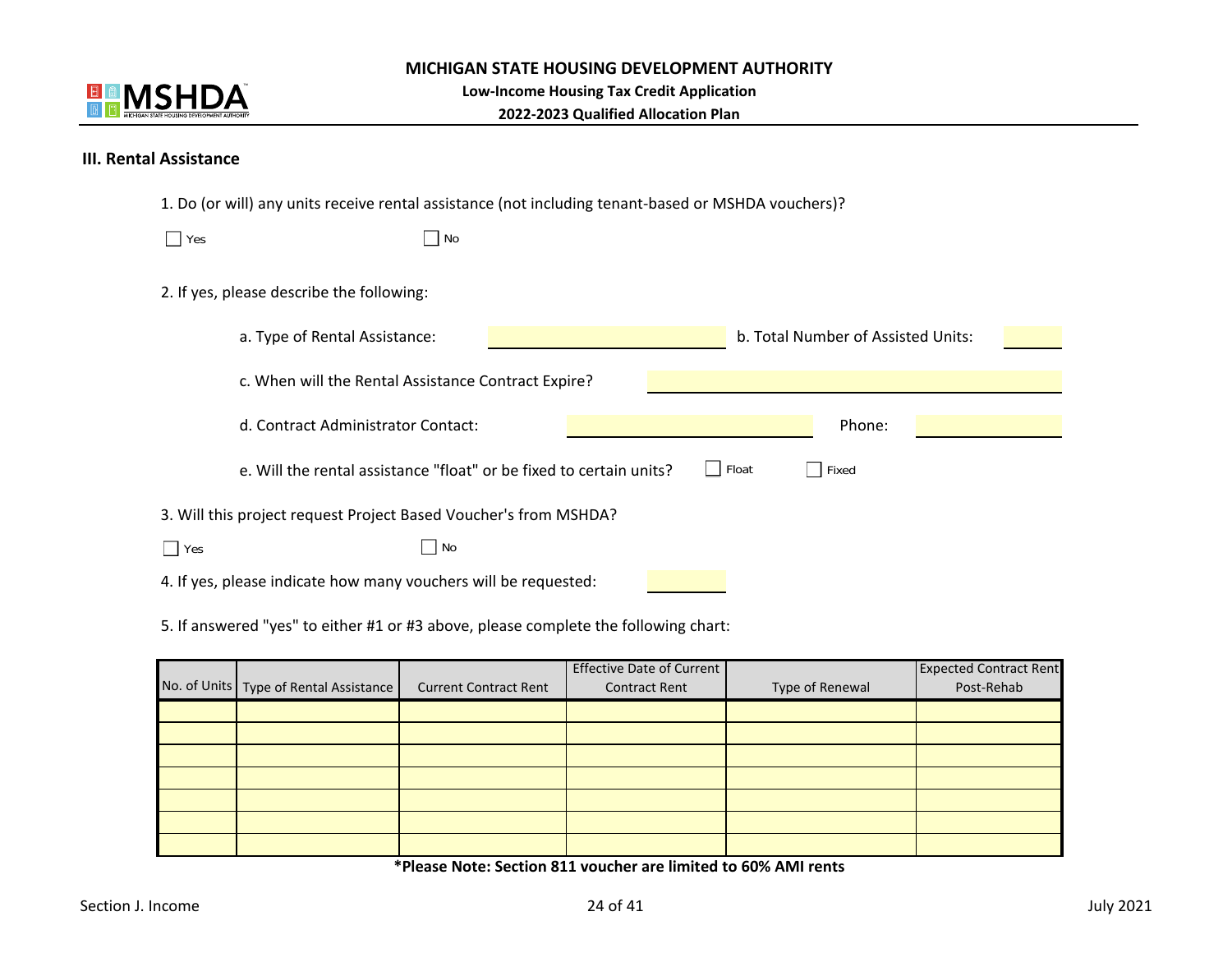## III. Rental Assistance

1. Do (or will) any units receive rental assistance (not including tenant-based or MSHDA vouchers)?

☐ Yes ☐ No

2. If yes, please describe the following:

a. Type of Rental Assistance: ____________ b. Total Number of Assisted Units: ______

c. When will the Rental Assistance Contract Expire? ____________

d. Contract Administrator Contact: ____________ Phone: ____________

e. Will the rental assistance "float" or be fixed to certain units? ☐ Float ☐ Fixed

3. Will this project request Project Based Voucher's from MSHDA?

☐ Yes ☐ No

4. If yes, please indicate how many vouchers will be requested: ______

5. If answered "yes" to either #1 or #3 above, please complete the following chart:

| No. of Units | Type of Rental Assistance | Current Contract Rent | Effective Date of Current Contract Rent | Type of Renewal | Expected Contract Rent Post-Rehab |
|---|---|---|---|---|---|
| | | | | | |
| | | | | | |
| | | | | | |
| | | | | | |
| | | | | | |
| | | | | | |
| | | | | | |

**\*Please Note: Section 811 voucher are limited to 60% AMI rents**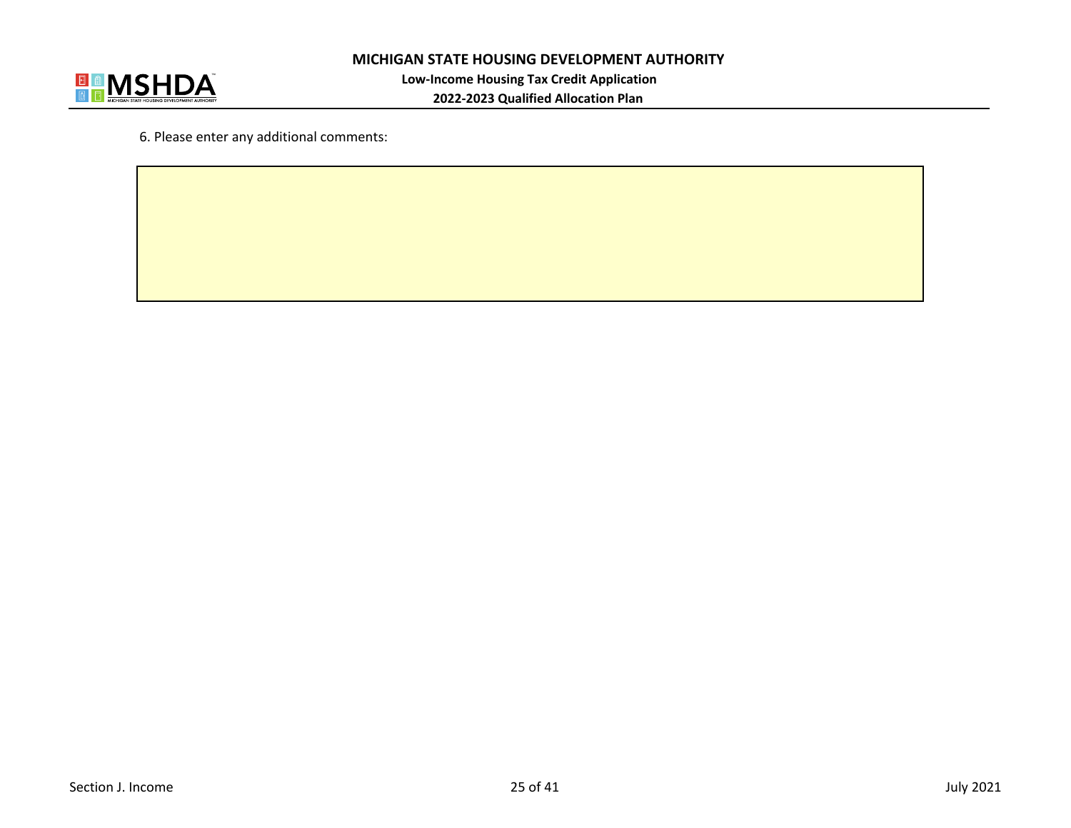6. Please enter any additional comments: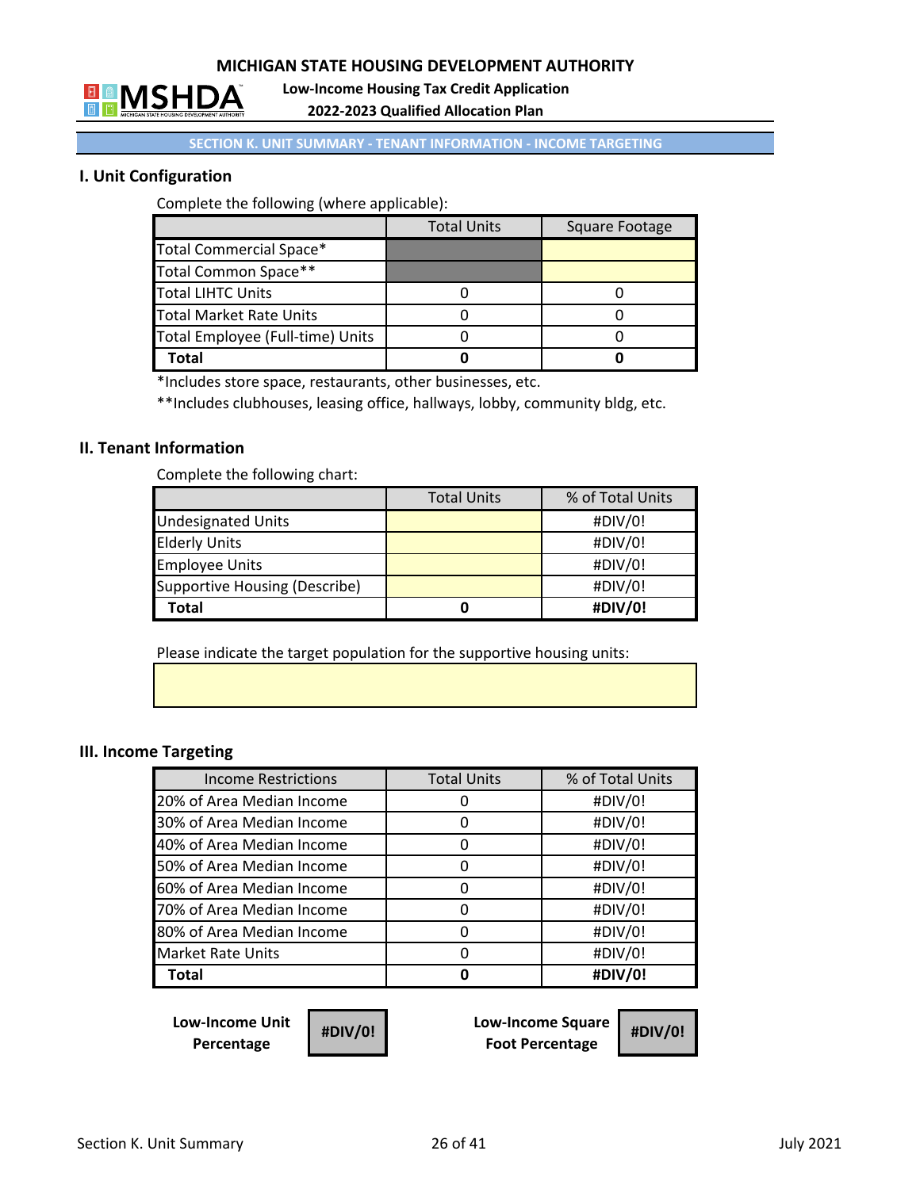MICHIGAN STATE HOUSING DEVELOPMENT AUTHORITY

MSHDA

**Low-Income Housing Tax Credit Application**

**2022-2023 Qualified Allocation Plan**

**SECTION K. UNIT SUMMARY - TENANT INFORMATION - INCOME TARGETING**

## I. Unit Configuration

Complete the following (where applicable):

| | Total Units | Square Footage |
|---|---|---|
| Total Commercial Space* | | |
| Total Common Space** | | |
| Total LIHTC Units | 0 | 0 |
| Total Market Rate Units | 0 | 0 |
| Total Employee (Full-time) Units | 0 | 0 |
| **Total** | **0** | **0** |

*Includes store space, restaurants, other businesses, etc.

**Includes clubhouses, leasing office, hallways, lobby, community bldg, etc.

## II. Tenant Information

Complete the following chart:

| | Total Units | % of Total Units |
|---|---|---|
| Undesignated Units | | #DIV/0! |
| Elderly Units | | #DIV/0! |
| Employee Units | | #DIV/0! |
| Supportive Housing (Describe) | | #DIV/0! |
| **Total** | **0** | **#DIV/0!** |

Please indicate the target population for the supportive housing units:

## III. Income Targeting

| Income Restrictions | Total Units | % of Total Units |
|---|---|---|
| 20% of Area Median Income | 0 | #DIV/0! |
| 30% of Area Median Income | 0 | #DIV/0! |
| 40% of Area Median Income | 0 | #DIV/0! |
| 50% of Area Median Income | 0 | #DIV/0! |
| 60% of Area Median Income | 0 | #DIV/0! |
| 70% of Area Median Income | 0 | #DIV/0! |
| 80% of Area Median Income | 0 | #DIV/0! |
| Market Rate Units | 0 | #DIV/0! |
| **Total** | **0** | **#DIV/0!** |

| | | | |
|---|---|---|---|
| **Low-Income Unit Percentage** | **#DIV/0!** | **Low-Income Square Foot Percentage** | **#DIV/0!** |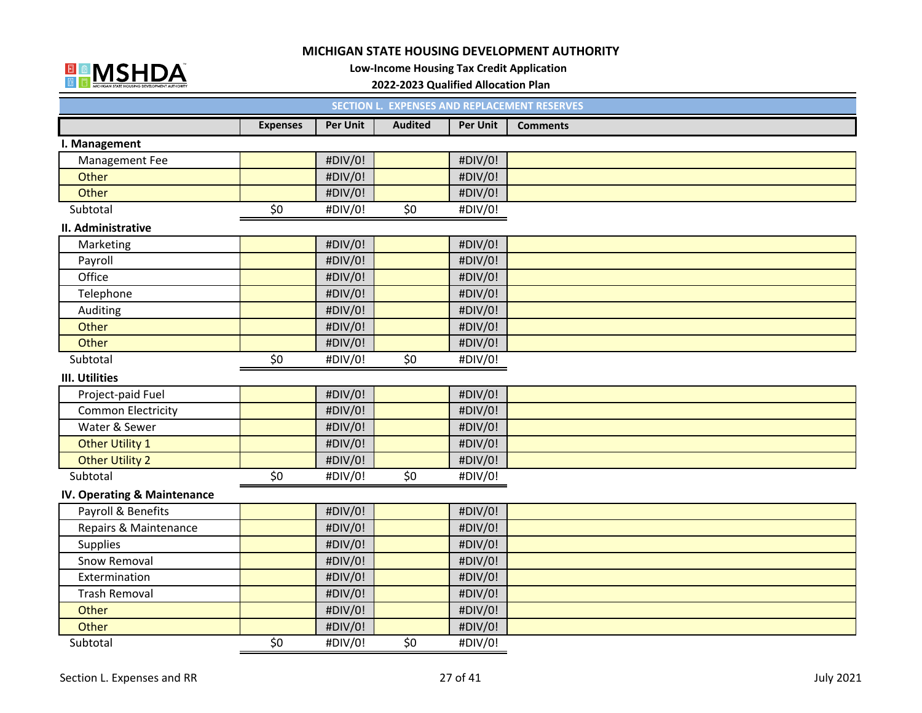# MICHIGAN STATE HOUSING DEVELOPMENT AUTHORITY

**Low-Income Housing Tax Credit Application**

**2022-2023 Qualified Allocation Plan**

## SECTION L. EXPENSES AND REPLACEMENT RESERVES

| | Expenses | Per Unit | Audited | Per Unit | Comments |
|---|---|---|---|---|---|
| **I. Management** | | | | | |
| Management Fee | | #DIV/0! | | #DIV/0! | |
| Other | | #DIV/0! | | #DIV/0! | |
| Other | | #DIV/0! | | #DIV/0! | |
| Subtotal | $0 | #DIV/0! | $0 | #DIV/0! | |
| **II. Administrative** | | | | | |
| Marketing | | #DIV/0! | | #DIV/0! | |
| Payroll | | #DIV/0! | | #DIV/0! | |
| Office | | #DIV/0! | | #DIV/0! | |
| Telephone | | #DIV/0! | | #DIV/0! | |
| Auditing | | #DIV/0! | | #DIV/0! | |
| Other | | #DIV/0! | | #DIV/0! | |
| Other | | #DIV/0! | | #DIV/0! | |
| Subtotal | $0 | #DIV/0! | $0 | #DIV/0! | |
| **III. Utilities** | | | | | |
| Project-paid Fuel | | #DIV/0! | | #DIV/0! | |
| Common Electricity | | #DIV/0! | | #DIV/0! | |
| Water & Sewer | | #DIV/0! | | #DIV/0! | |
| Other Utility 1 | | #DIV/0! | | #DIV/0! | |
| Other Utility 2 | | #DIV/0! | | #DIV/0! | |
| Subtotal | $0 | #DIV/0! | $0 | #DIV/0! | |
| **IV. Operating & Maintenance** | | | | | |
| Payroll & Benefits | | #DIV/0! | | #DIV/0! | |
| Repairs & Maintenance | | #DIV/0! | | #DIV/0! | |
| Supplies | | #DIV/0! | | #DIV/0! | |
| Snow Removal | | #DIV/0! | | #DIV/0! | |
| Extermination | | #DIV/0! | | #DIV/0! | |
| Trash Removal | | #DIV/0! | | #DIV/0! | |
| Other | | #DIV/0! | | #DIV/0! | |
| Other | | #DIV/0! | | #DIV/0! | |
| Subtotal | $0 | #DIV/0! | $0 | #DIV/0! | |

Section L. Expenses and RR

July 2021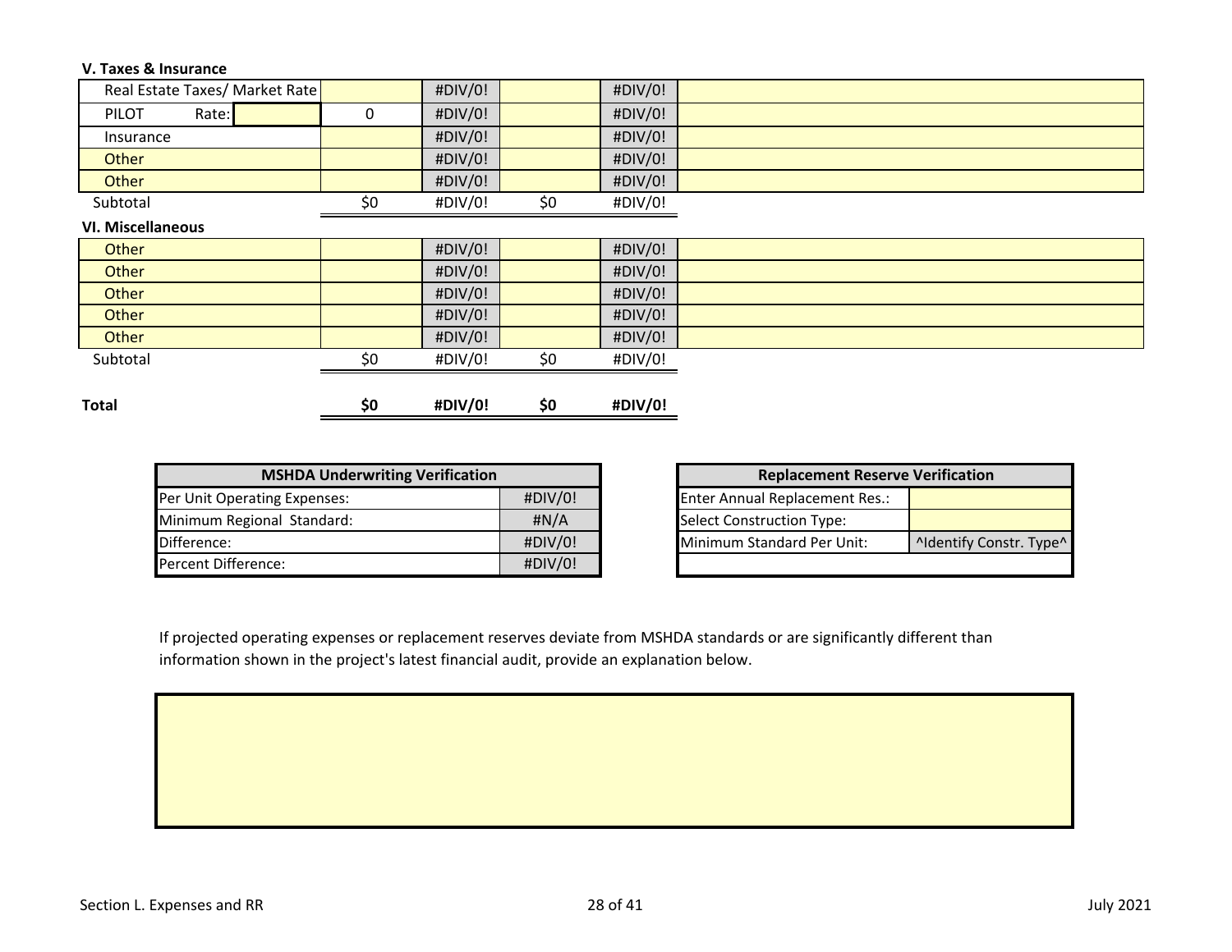### V. Taxes & Insurance

| | | | | | |
|---|---|---|---|---|---|
| Real Estate Taxes/ Market Rate | | #DIV/0! | | #DIV/0! | |
| PILOT Rate: | 0 | #DIV/0! | | #DIV/0! | |
| Insurance | | #DIV/0! | | #DIV/0! | |
| Other | | #DIV/0! | | #DIV/0! | |
| Other | | #DIV/0! | | #DIV/0! | |
| Subtotal | $0 | #DIV/0! | $0 | #DIV/0! | |

### VI. Miscellaneous

| | | | | | |
|---|---|---|---|---|---|
| Other | | #DIV/0! | | #DIV/0! | |
| Other | | #DIV/0! | | #DIV/0! | |
| Other | | #DIV/0! | | #DIV/0! | |
| Other | | #DIV/0! | | #DIV/0! | |
| Other | | #DIV/0! | | #DIV/0! | |
| Subtotal | $0 | #DIV/0! | $0 | #DIV/0! | |

| | | | | |
|---|---|---|---|---|
| **Total** | **$0** | **#DIV/0!** | **$0** | **#DIV/0!** |

| MSHDA Underwriting Verification | |
|---|---|
| Per Unit Operating Expenses: | #DIV/0! |
| Minimum Regional Standard: | #N/A |
| Difference: | #DIV/0! |
| Percent Difference: | #DIV/0! |

| Replacement Reserve Verification | |
|---|---|
| Enter Annual Replacement Res.: | |
| Select Construction Type: | |
| Minimum Standard Per Unit: | ^Identify Constr. Type^ |

If projected operating expenses or replacement reserves deviate from MSHDA standards or are significantly different than information shown in the project's latest financial audit, provide an explanation below.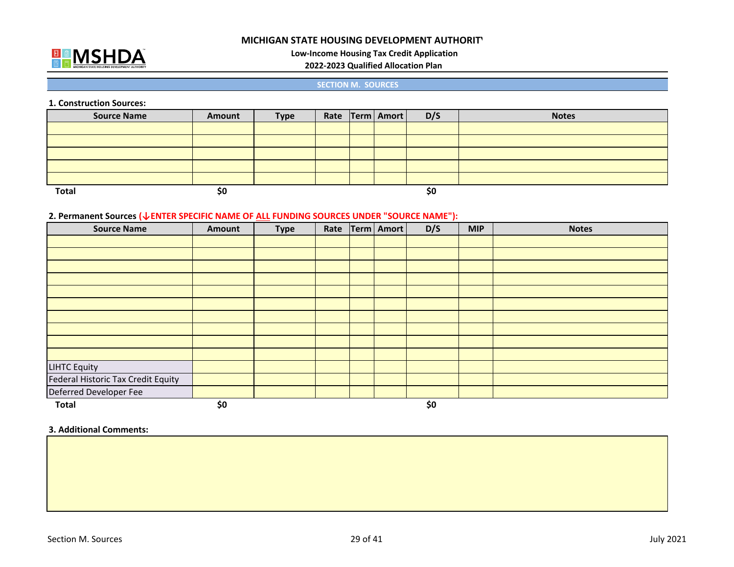MICHIGAN STATE HOUSING DEVELOPMENT AUTHORITY

Low-Income Housing Tax Credit Application

2022-2023 Qualified Allocation Plan

## SECTION M. SOURCES

### 1. Construction Sources:

| Source Name | Amount | Type | Rate | Term | Amort | D/S | Notes |
|---|---|---|---|---|---|---|---|
| | | | | | | | |
| | | | | | | | |
| | | | | | | | |
| | | | | | | | |
| | | | | | | | |
| **Total** | **$0** | | | | | **$0** | |

### 2. Permanent Sources (↓ENTER SPECIFIC NAME OF ALL FUNDING SOURCES UNDER "SOURCE NAME"):

| Source Name | Amount | Type | Rate | Term | Amort | D/S | MIP | Notes |
|---|---|---|---|---|---|---|---|---|
| | | | | | | | | |
| | | | | | | | | |
| | | | | | | | | |
| | | | | | | | | |
| | | | | | | | | |
| | | | | | | | | |
| | | | | | | | | |
| | | | | | | | | |
| | | | | | | | | |
| | | | | | | | | |
| LIHTC Equity | | | | | | | | |
| Federal Historic Tax Credit Equity | | | | | | | | |
| Deferred Developer Fee | | | | | | | | |
| **Total** | **$0** | | | | | **$0** | | |

### 3. Additional Comments: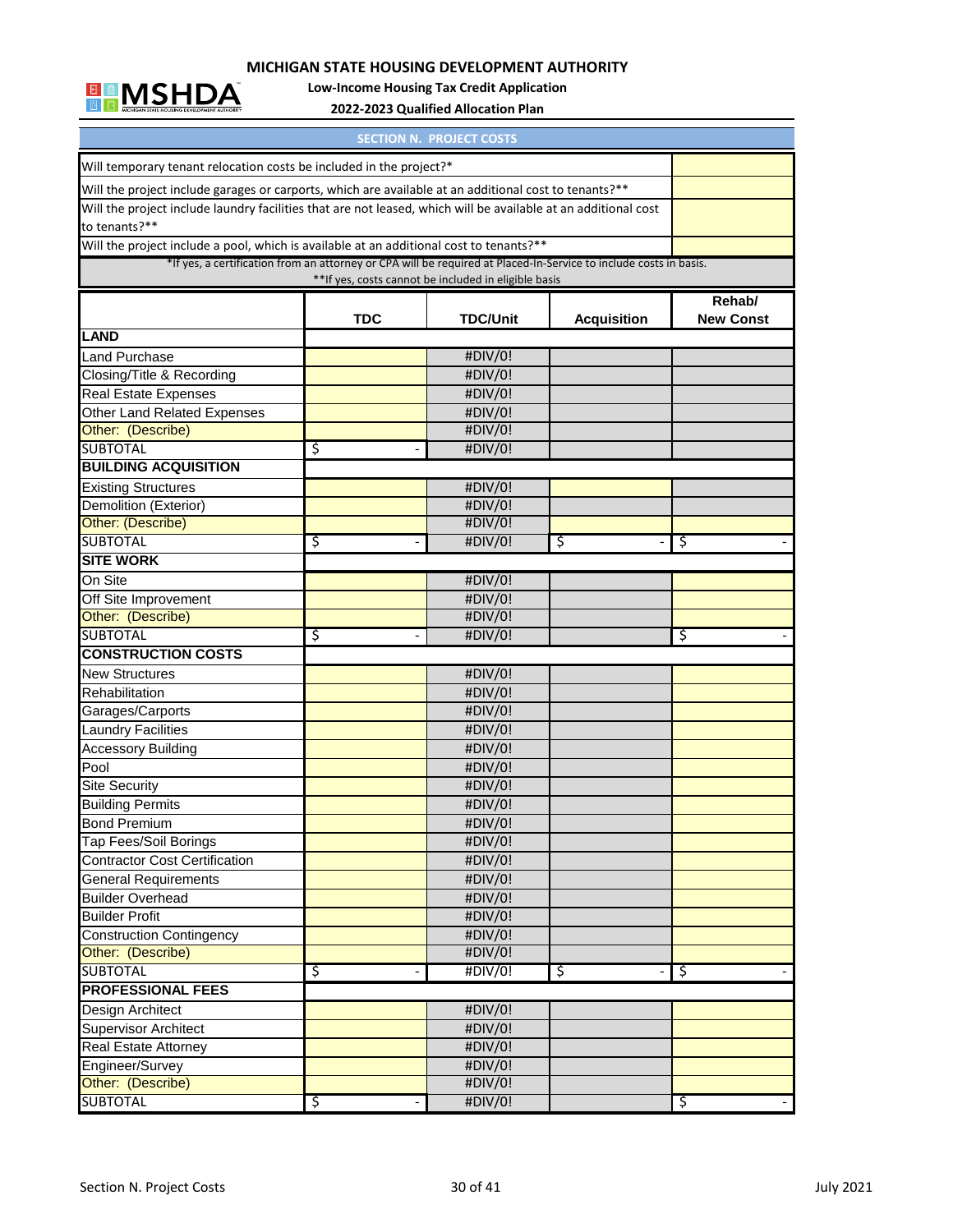**MICHIGAN STATE HOUSING DEVELOPMENT AUTHORITY**

**Low-Income Housing Tax Credit Application**

**2022-2023 Qualified Allocation Plan**

## SECTION N. PROJECT COSTS

| | |
|---|---|
| Will temporary tenant relocation costs be included in the project?* | |
| Will the project include garages or carports, which are available at an additional cost to tenants?** | |
| Will the project include laundry facilities that are not leased, which will be available at an additional cost to tenants?** | |
| Will the project include a pool, which is available at an additional cost to tenants?** | |

*If yes, a certification from an attorney or CPA will be required at Placed-In-Service to include costs in basis.
**If yes, costs cannot be included in eligible basis

| | TDC | TDC/Unit | Acquisition | Rehab/ New Const |
|---|---|---|---|---|
| **LAND** | | | | |
| Land Purchase | | #DIV/0! | | |
| Closing/Title & Recording | | #DIV/0! | | |
| Real Estate Expenses | | #DIV/0! | | |
| Other Land Related Expenses | | #DIV/0! | | |
| Other: (Describe) | | #DIV/0! | | |
| SUBTOTAL | $ - | #DIV/0! | | |
| **BUILDING ACQUISITION** | | | | |
| Existing Structures | | #DIV/0! | | |
| Demolition (Exterior) | | #DIV/0! | | |
| Other: (Describe) | | #DIV/0! | | |
| SUBTOTAL | $ - | #DIV/0! | $ - | $ - |
| **SITE WORK** | | | | |
| On Site | | #DIV/0! | | |
| Off Site Improvement | | #DIV/0! | | |
| Other: (Describe) | | #DIV/0! | | |
| SUBTOTAL | $ - | #DIV/0! | | $ - |
| **CONSTRUCTION COSTS** | | | | |
| New Structures | | #DIV/0! | | |
| Rehabilitation | | #DIV/0! | | |
| Garages/Carports | | #DIV/0! | | |
| Laundry Facilities | | #DIV/0! | | |
| Accessory Building | | #DIV/0! | | |
| Pool | | #DIV/0! | | |
| Site Security | | #DIV/0! | | |
| Building Permits | | #DIV/0! | | |
| Bond Premium | | #DIV/0! | | |
| Tap Fees/Soil Borings | | #DIV/0! | | |
| Contractor Cost Certification | | #DIV/0! | | |
| General Requirements | | #DIV/0! | | |
| Builder Overhead | | #DIV/0! | | |
| Builder Profit | | #DIV/0! | | |
| Construction Contingency | | #DIV/0! | | |
| Other: (Describe) | | #DIV/0! | | |
| SUBTOTAL | $ - | #DIV/0! | $ - | $ - |
| **PROFESSIONAL FEES** | | | | |
| Design Architect | | #DIV/0! | | |
| Supervisor Architect | | #DIV/0! | | |
| Real Estate Attorney | | #DIV/0! | | |
| Engineer/Survey | | #DIV/0! | | |
| Other: (Describe) | | #DIV/0! | | |
| SUBTOTAL | $ - | #DIV/0! | | $ - |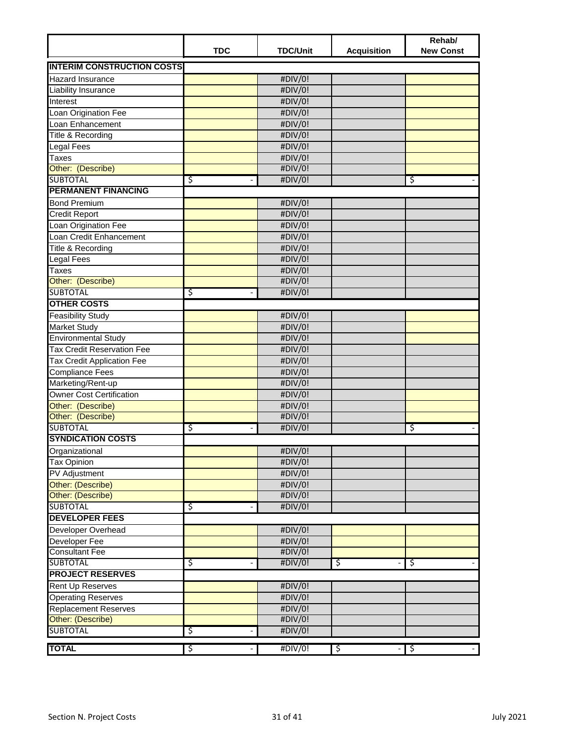| | TDC | TDC/Unit | Acquisition | Rehab/ New Const |
|---|---|---|---|---|
| **INTERIM CONSTRUCTION COSTS** | | | | |
| Hazard Insurance | | #DIV/0! | | |
| Liability Insurance | | #DIV/0! | | |
| Interest | | #DIV/0! | | |
| Loan Origination Fee | | #DIV/0! | | |
| Loan Enhancement | | #DIV/0! | | |
| Title & Recording | | #DIV/0! | | |
| Legal Fees | | #DIV/0! | | |
| Taxes | | #DIV/0! | | |
| Other: (Describe) | | #DIV/0! | | |
| SUBTOTAL | $ - | #DIV/0! | | $ - |
| **PERMANENT FINANCING** | | | | |
| Bond Premium | | #DIV/0! | | |
| Credit Report | | #DIV/0! | | |
| Loan Origination Fee | | #DIV/0! | | |
| Loan Credit Enhancement | | #DIV/0! | | |
| Title & Recording | | #DIV/0! | | |
| Legal Fees | | #DIV/0! | | |
| Taxes | | #DIV/0! | | |
| Other: (Describe) | | #DIV/0! | | |
| SUBTOTAL | $ - | #DIV/0! | | |
| **OTHER COSTS** | | | | |
| Feasibility Study | | #DIV/0! | | |
| Market Study | | #DIV/0! | | |
| Environmental Study | | #DIV/0! | | |
| Tax Credit Reservation Fee | | #DIV/0! | | |
| Tax Credit Application Fee | | #DIV/0! | | |
| Compliance Fees | | #DIV/0! | | |
| Marketing/Rent-up | | #DIV/0! | | |
| Owner Cost Certification | | #DIV/0! | | |
| Other: (Describe) | | #DIV/0! | | |
| Other: (Describe) | | #DIV/0! | | |
| SUBTOTAL | $ - | #DIV/0! | | $ - |
| **SYNDICATION COSTS** | | | | |
| Organizational | | #DIV/0! | | |
| Tax Opinion | | #DIV/0! | | |
| PV Adjustment | | #DIV/0! | | |
| Other: (Describe) | | #DIV/0! | | |
| Other: (Describe) | | #DIV/0! | | |
| SUBTOTAL | $ - | #DIV/0! | | |
| **DEVELOPER FEES** | | | | |
| Developer Overhead | | #DIV/0! | | |
| Developer Fee | | #DIV/0! | | |
| Consultant Fee | | #DIV/0! | | |
| SUBTOTAL | $ - | #DIV/0! | $ - | $ - |
| **PROJECT RESERVES** | | | | |
| Rent Up Reserves | | #DIV/0! | | |
| Operating Reserves | | #DIV/0! | | |
| Replacement Reserves | | #DIV/0! | | |
| Other: (Describe) | | #DIV/0! | | |
| SUBTOTAL | $ - | #DIV/0! | | |
| **TOTAL** | $ - | #DIV/0! | $ - | $ - |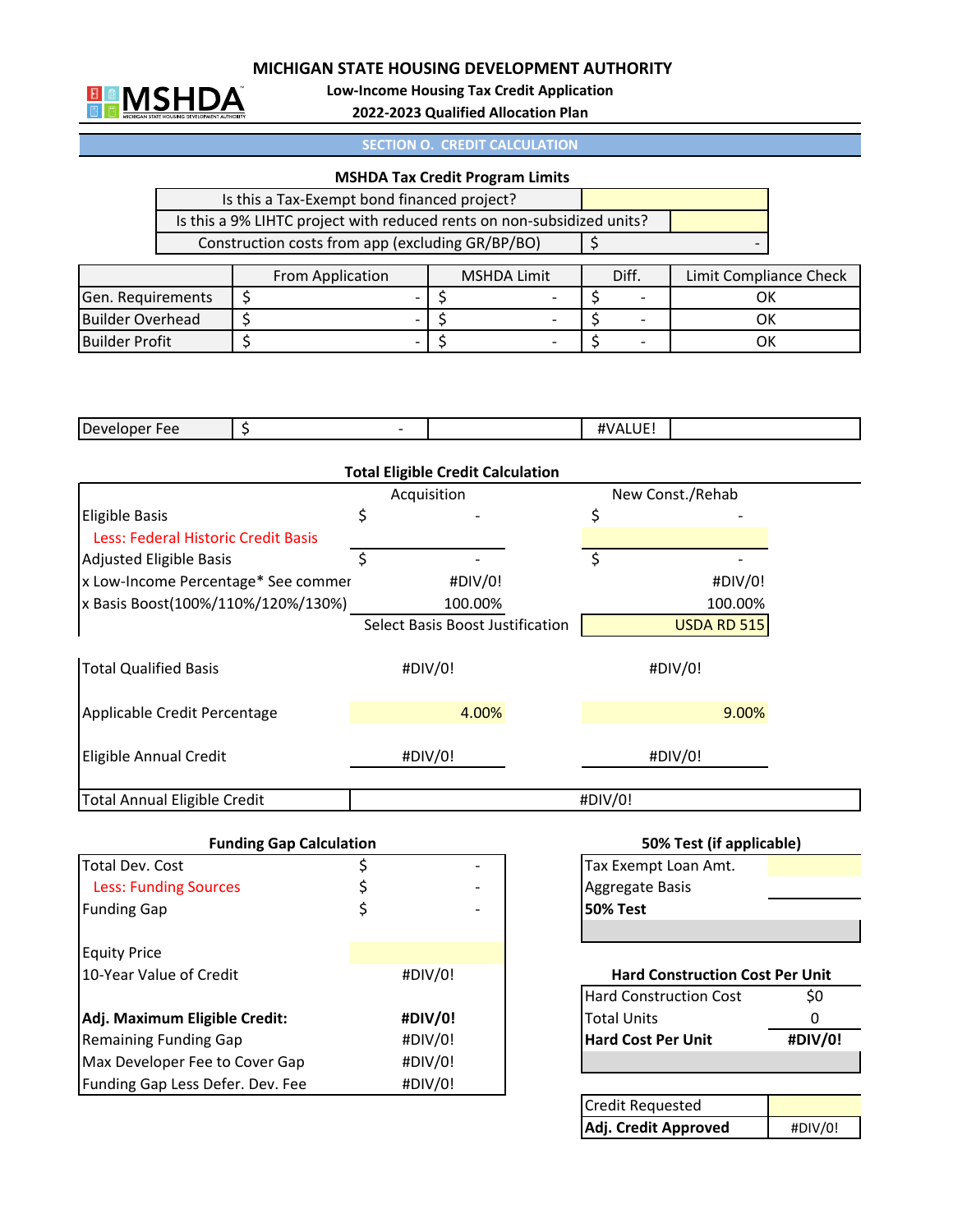# MICHIGAN STATE HOUSING DEVELOPMENT AUTHORITY

**Low-Income Housing Tax Credit Application**

**2022-2023 Qualified Allocation Plan**

## SECTION O. CREDIT CALCULATION

### MSHDA Tax Credit Program Limits

| | |
|---|---|
| Is this a Tax-Exempt bond financed project? | |
| Is this a 9% LIHTC project with reduced rents on non-subsidized units? | |
| Construction costs from app (excluding GR/BP/BO) | $ - |

| | From Application | MSHDA Limit | Diff. | Limit Compliance Check |
|---|---|---|---|---|
| Gen. Requirements | $ - | $ - | $ - | OK |
| Builder Overhead | $ - | $ - | $ - | OK |
| Builder Profit | $ - | $ - | $ - | OK |

| | | | | |
|---|---|---|---|---|
| Developer Fee | $ - | | #VALUE! | |

### Total Eligible Credit Calculation

| | Acquisition | New Const./Rehab |
|---|---|---|
| Eligible Basis | $ - | $ - |
| Less: Federal Historic Credit Basis | | |
| Adjusted Eligible Basis | $ - | $ - |
| x Low-Income Percentage* See commer | #DIV/0! | #DIV/0! |
| x Basis Boost(100%/110%/120%/130%) | 100.00% | 100.00% |
| | Select Basis Boost Justification | USDA RD 515 |
| Total Qualified Basis | #DIV/0! | #DIV/0! |
| Applicable Credit Percentage | 4.00% | 9.00% |
| Eligible Annual Credit | #DIV/0! | #DIV/0! |
| Total Annual Eligible Credit | #DIV/0! | |

### Funding Gap Calculation

| | |
|---|---|
| Total Dev. Cost | $ - |
| Less: Funding Sources | $ - |
| Funding Gap | $ - |
| Equity Price | |
| 10-Year Value of Credit | #DIV/0! |
| **Adj. Maximum Eligible Credit:** | **#DIV/0!** |
| Remaining Funding Gap | #DIV/0! |
| Max Developer Fee to Cover Gap | #DIV/0! |
| Funding Gap Less Defer. Dev. Fee | #DIV/0! |

### 50% Test (if applicable)

| | |
|---|---|
| Tax Exempt Loan Amt. | |
| Aggregate Basis | |
| **50% Test** | |

### Hard Construction Cost Per Unit

| | |
|---|---|
| Hard Construction Cost | $0 |
| Total Units | 0 |
| **Hard Cost Per Unit** | **#DIV/0!** |

| | |
|---|---|
| Credit Requested | |
| **Adj. Credit Approved** | #DIV/0! |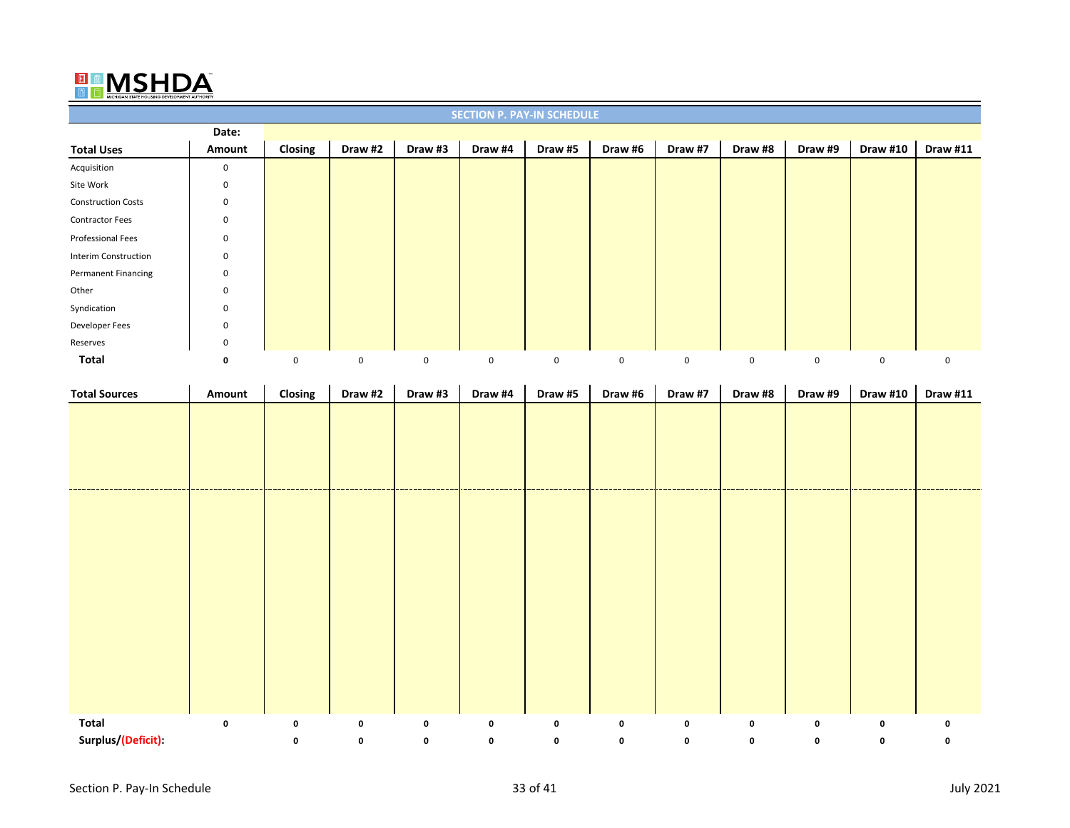MSHDA

## SECTION P. PAY-IN SCHEDULE

| Total Uses | Amount | Closing | Draw #2 | Draw #3 | Draw #4 | Draw #5 | Draw #6 | Draw #7 | Draw #8 | Draw #9 | Draw #10 | Draw #11 |
|---|---|---|---|---|---|---|---|---|---|---|---|---|
| | Date: | | | | | | | | | | | |
| Acquisition | 0 | | | | | | | | | | | |
| Site Work | 0 | | | | | | | | | | | |
| Construction Costs | 0 | | | | | | | | | | | |
| Contractor Fees | 0 | | | | | | | | | | | |
| Professional Fees | 0 | | | | | | | | | | | |
| Interim Construction | 0 | | | | | | | | | | | |
| Permanent Financing | 0 | | | | | | | | | | | |
| Other | 0 | | | | | | | | | | | |
| Syndication | 0 | | | | | | | | | | | |
| Developer Fees | 0 | | | | | | | | | | | |
| Reserves | 0 | | | | | | | | | | | |
| **Total** | **0** | 0 | 0 | 0 | 0 | 0 | 0 | 0 | 0 | 0 | 0 | 0 |

| Total Sources | Amount | Closing | Draw #2 | Draw #3 | Draw #4 | Draw #5 | Draw #6 | Draw #7 | Draw #8 | Draw #9 | Draw #10 | Draw #11 |
|---|---|---|---|---|---|---|---|---|---|---|---|---|
| | | | | | | | | | | | | |
| **Total** | **0** | **0** | **0** | **0** | **0** | **0** | **0** | **0** | **0** | **0** | **0** | **0** |
| **Surplus/(Deficit):** | | **0** | **0** | **0** | **0** | **0** | **0** | **0** | **0** | **0** | **0** | **0** |

Section P. Pay-In Schedule

July 2021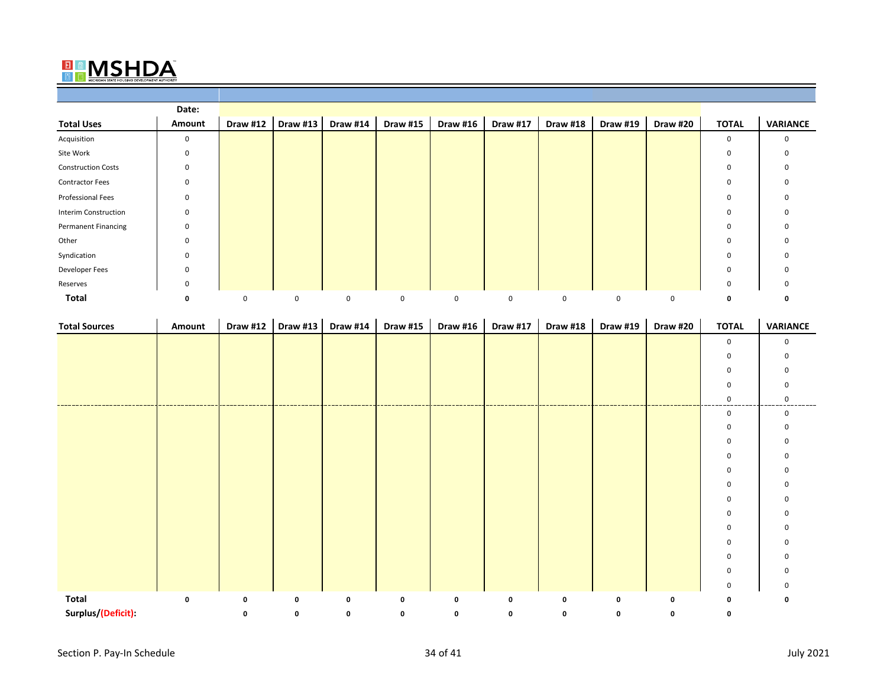MSHDA

MICHIGAN STATE HOUSING DEVELOPMENT AUTHORITY

| Total Uses | Date: Amount | Draw #12 | Draw #13 | Draw #14 | Draw #15 | Draw #16 | Draw #17 | Draw #18 | Draw #19 | Draw #20 | TOTAL | VARIANCE |
|---|---|---|---|---|---|---|---|---|---|---|---|---|
| Acquisition | 0 | | | | | | | | | | 0 | 0 |
| Site Work | 0 | | | | | | | | | | 0 | 0 |
| Construction Costs | 0 | | | | | | | | | | 0 | 0 |
| Contractor Fees | 0 | | | | | | | | | | 0 | 0 |
| Professional Fees | 0 | | | | | | | | | | 0 | 0 |
| Interim Construction | 0 | | | | | | | | | | 0 | 0 |
| Permanent Financing | 0 | | | | | | | | | | 0 | 0 |
| Other | 0 | | | | | | | | | | 0 | 0 |
| Syndication | 0 | | | | | | | | | | 0 | 0 |
| Developer Fees | 0 | | | | | | | | | | 0 | 0 |
| Reserves | 0 | | | | | | | | | | 0 | 0 |
| **Total** | **0** | 0 | 0 | 0 | 0 | 0 | 0 | 0 | 0 | 0 | **0** | **0** |

| Total Sources | Amount | Draw #12 | Draw #13 | Draw #14 | Draw #15 | Draw #16 | Draw #17 | Draw #18 | Draw #19 | Draw #20 | TOTAL | VARIANCE |
|---|---|---|---|---|---|---|---|---|---|---|---|---|
| | | | | | | | | | | | 0 | 0 |
| | | | | | | | | | | | 0 | 0 |
| | | | | | | | | | | | 0 | 0 |
| | | | | | | | | | | | 0 | 0 |
| | | | | | | | | | | | 0 | 0 |
| | | | | | | | | | | | 0 | 0 |
| | | | | | | | | | | | 0 | 0 |
| | | | | | | | | | | | 0 | 0 |
| | | | | | | | | | | | 0 | 0 |
| | | | | | | | | | | | 0 | 0 |
| | | | | | | | | | | | 0 | 0 |
| | | | | | | | | | | | 0 | 0 |
| | | | | | | | | | | | 0 | 0 |
| | | | | | | | | | | | 0 | 0 |
| | | | | | | | | | | | 0 | 0 |
| | | | | | | | | | | | 0 | 0 |
| | | | | | | | | | | | 0 | 0 |
| | | | | | | | | | | | 0 | 0 |
| **Total** | **0** | **0** | **0** | **0** | **0** | **0** | **0** | **0** | **0** | **0** | **0** | **0** |
| **Surplus/(Deficit):** | | **0** | **0** | **0** | **0** | **0** | **0** | **0** | **0** | **0** | **0** | |

Section P. Pay-In Schedule

July 2021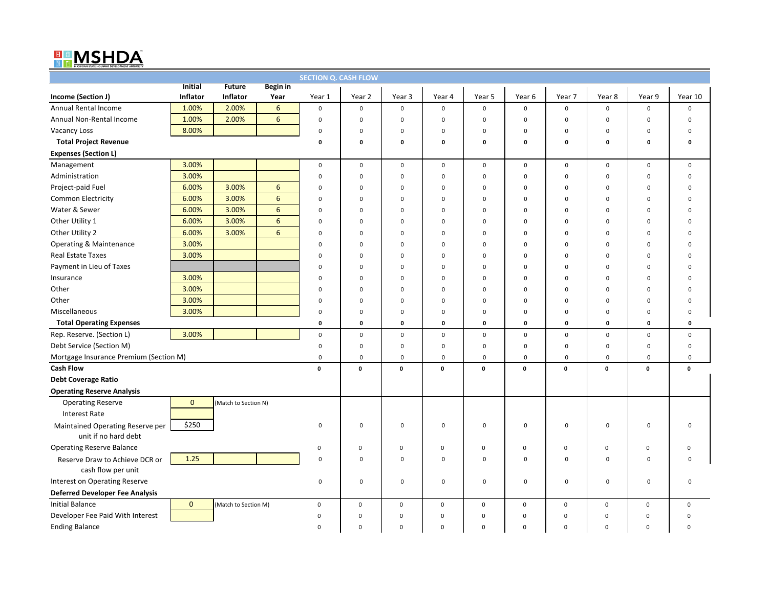## SECTION Q. CASH FLOW

| Income (Section J) | Initial Inflator | Future Inflator | Begin in Year | Year 1 | Year 2 | Year 3 | Year 4 | Year 5 | Year 6 | Year 7 | Year 8 | Year 9 | Year 10 |
|---|---|---|---|---|---|---|---|---|---|---|---|---|---|
| Annual Rental Income | 1.00% | 2.00% | 6 | 0 | 0 | 0 | 0 | 0 | 0 | 0 | 0 | 0 | 0 |
| Annual Non-Rental Income | 1.00% | 2.00% | 6 | 0 | 0 | 0 | 0 | 0 | 0 | 0 | 0 | 0 | 0 |
| Vacancy Loss | 8.00% | | | 0 | 0 | 0 | 0 | 0 | 0 | 0 | 0 | 0 | 0 |
| **Total Project Revenue** | | | | **0** | **0** | **0** | **0** | **0** | **0** | **0** | **0** | **0** | **0** |
| **Expenses (Section L)** | | | | | | | | | | | | | |
| Management | 3.00% | | | 0 | 0 | 0 | 0 | 0 | 0 | 0 | 0 | 0 | 0 |
| Administration | 3.00% | | | 0 | 0 | 0 | 0 | 0 | 0 | 0 | 0 | 0 | 0 |
| Project-paid Fuel | 6.00% | 3.00% | 6 | 0 | 0 | 0 | 0 | 0 | 0 | 0 | 0 | 0 | 0 |
| Common Electricity | 6.00% | 3.00% | 6 | 0 | 0 | 0 | 0 | 0 | 0 | 0 | 0 | 0 | 0 |
| Water & Sewer | 6.00% | 3.00% | 6 | 0 | 0 | 0 | 0 | 0 | 0 | 0 | 0 | 0 | 0 |
| Other Utility 1 | 6.00% | 3.00% | 6 | 0 | 0 | 0 | 0 | 0 | 0 | 0 | 0 | 0 | 0 |
| Other Utility 2 | 6.00% | 3.00% | 6 | 0 | 0 | 0 | 0 | 0 | 0 | 0 | 0 | 0 | 0 |
| Operating & Maintenance | 3.00% | | | 0 | 0 | 0 | 0 | 0 | 0 | 0 | 0 | 0 | 0 |
| Real Estate Taxes | 3.00% | | | 0 | 0 | 0 | 0 | 0 | 0 | 0 | 0 | 0 | 0 |
| Payment in Lieu of Taxes | | | | 0 | 0 | 0 | 0 | 0 | 0 | 0 | 0 | 0 | 0 |
| Insurance | 3.00% | | | 0 | 0 | 0 | 0 | 0 | 0 | 0 | 0 | 0 | 0 |
| Other | 3.00% | | | 0 | 0 | 0 | 0 | 0 | 0 | 0 | 0 | 0 | 0 |
| Other | 3.00% | | | 0 | 0 | 0 | 0 | 0 | 0 | 0 | 0 | 0 | 0 |
| Miscellaneous | 3.00% | | | 0 | 0 | 0 | 0 | 0 | 0 | 0 | 0 | 0 | 0 |
| **Total Operating Expenses** | | | | **0** | **0** | **0** | **0** | **0** | **0** | **0** | **0** | **0** | **0** |
| Rep. Reserve. (Section L) | 3.00% | | | 0 | 0 | 0 | 0 | 0 | 0 | 0 | 0 | 0 | 0 |
| Debt Service (Section M) | | | | 0 | 0 | 0 | 0 | 0 | 0 | 0 | 0 | 0 | 0 |
| Mortgage Insurance Premium (Section M) | | | | 0 | 0 | 0 | 0 | 0 | 0 | 0 | 0 | 0 | 0 |
| **Cash Flow** | | | | **0** | **0** | **0** | **0** | **0** | **0** | **0** | **0** | **0** | **0** |
| **Debt Coverage Ratio** | | | | | | | | | | | | | |
| **Operating Reserve Analysis** | | | | | | | | | | | | | |
| Operating Reserve | 0 | (Match to Section N) | | | | | | | | | | | |
| Interest Rate | | | | | | | | | | | | | |
| Maintained Operating Reserve per unit if no hard debt | $250 | | | 0 | 0 | 0 | 0 | 0 | 0 | 0 | 0 | 0 | 0 |
| Operating Reserve Balance | | | | 0 | 0 | 0 | 0 | 0 | 0 | 0 | 0 | 0 | 0 |
| Reserve Draw to Achieve DCR or cash flow per unit | 1.25 | | | 0 | 0 | 0 | 0 | 0 | 0 | 0 | 0 | 0 | 0 |
| Interest on Operating Reserve | | | | 0 | 0 | 0 | 0 | 0 | 0 | 0 | 0 | 0 | 0 |
| **Deferred Developer Fee Analysis** | | | | | | | | | | | | | |
| Initial Balance | 0 | (Match to Section M) | | 0 | 0 | 0 | 0 | 0 | 0 | 0 | 0 | 0 | 0 |
| Developer Fee Paid With Interest | | | | 0 | 0 | 0 | 0 | 0 | 0 | 0 | 0 | 0 | 0 |
| Ending Balance | | | | 0 | 0 | 0 | 0 | 0 | 0 | 0 | 0 | 0 | 0 |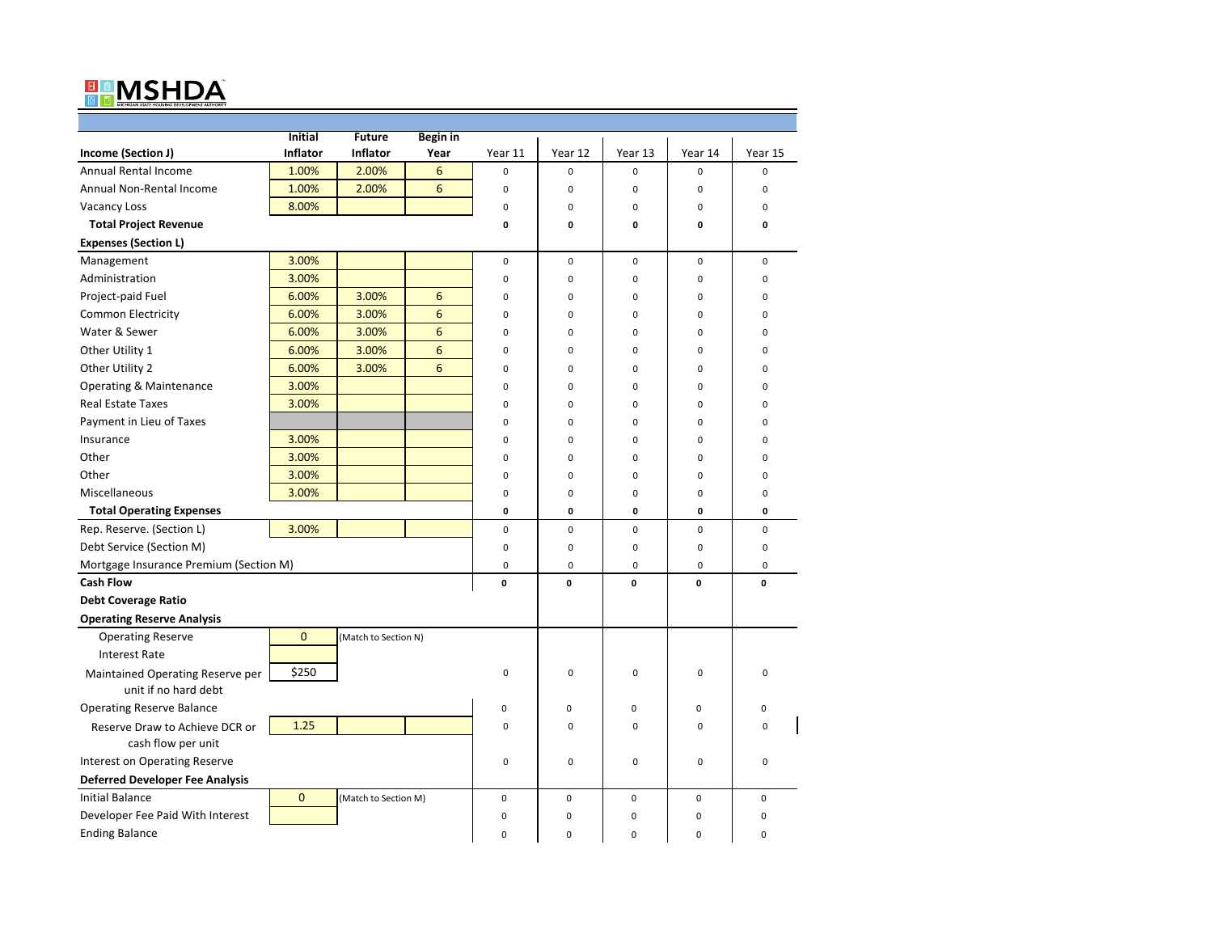MSHDA

MICHIGAN STATE HOUSING DEVELOPMENT AUTHORITY

| Income (Section J) | Initial Inflator | Future Inflator | Begin in Year | Year 11 | Year 12 | Year 13 | Year 14 | Year 15 |
|---|---|---|---|---|---|---|---|---|
| Annual Rental Income | 1.00% | 2.00% | 6 | 0 | 0 | 0 | 0 | 0 |
| Annual Non-Rental Income | 1.00% | 2.00% | 6 | 0 | 0 | 0 | 0 | 0 |
| Vacancy Loss | 8.00% | | | 0 | 0 | 0 | 0 | 0 |
| **Total Project Revenue** | | | | **0** | **0** | **0** | **0** | **0** |
| **Expenses (Section L)** | | | | | | | | |
| Management | 3.00% | | | 0 | 0 | 0 | 0 | 0 |
| Administration | 3.00% | | | 0 | 0 | 0 | 0 | 0 |
| Project-paid Fuel | 6.00% | 3.00% | 6 | 0 | 0 | 0 | 0 | 0 |
| Common Electricity | 6.00% | 3.00% | 6 | 0 | 0 | 0 | 0 | 0 |
| Water & Sewer | 6.00% | 3.00% | 6 | 0 | 0 | 0 | 0 | 0 |
| Other Utility 1 | 6.00% | 3.00% | 6 | 0 | 0 | 0 | 0 | 0 |
| Other Utility 2 | 6.00% | 3.00% | 6 | 0 | 0 | 0 | 0 | 0 |
| Operating & Maintenance | 3.00% | | | 0 | 0 | 0 | 0 | 0 |
| Real Estate Taxes | 3.00% | | | 0 | 0 | 0 | 0 | 0 |
| Payment in Lieu of Taxes | | | | 0 | 0 | 0 | 0 | 0 |
| Insurance | 3.00% | | | 0 | 0 | 0 | 0 | 0 |
| Other | 3.00% | | | 0 | 0 | 0 | 0 | 0 |
| Other | 3.00% | | | 0 | 0 | 0 | 0 | 0 |
| Miscellaneous | 3.00% | | | 0 | 0 | 0 | 0 | 0 |
| **Total Operating Expenses** | | | | **0** | **0** | **0** | **0** | **0** |
| Rep. Reserve. (Section L) | 3.00% | | | 0 | 0 | 0 | 0 | 0 |
| Debt Service (Section M) | | | | 0 | 0 | 0 | 0 | 0 |
| Mortgage Insurance Premium (Section M) | | | | 0 | 0 | 0 | 0 | 0 |
| **Cash Flow** | | | | **0** | **0** | **0** | **0** | **0** |
| **Debt Coverage Ratio** | | | | | | | | |
| **Operating Reserve Analysis** | | | | | | | | |
| Operating Reserve | 0 | (Match to Section N) | | | | | | |
| Interest Rate | | | | | | | | |
| Maintained Operating Reserve per unit if no hard debt | $250 | | | 0 | 0 | 0 | 0 | 0 |
| Operating Reserve Balance | | | | 0 | 0 | 0 | 0 | 0 |
| Reserve Draw to Achieve DCR or cash flow per unit | 1.25 | | | 0 | 0 | 0 | 0 | 0 |
| Interest on Operating Reserve | | | | 0 | 0 | 0 | 0 | 0 |
| **Deferred Developer Fee Analysis** | | | | | | | | |
| Initial Balance | 0 | (Match to Section M) | | 0 | 0 | 0 | 0 | 0 |
| Developer Fee Paid With Interest | | | | 0 | 0 | 0 | 0 | 0 |
| Ending Balance | | | | 0 | 0 | 0 | 0 | 0 |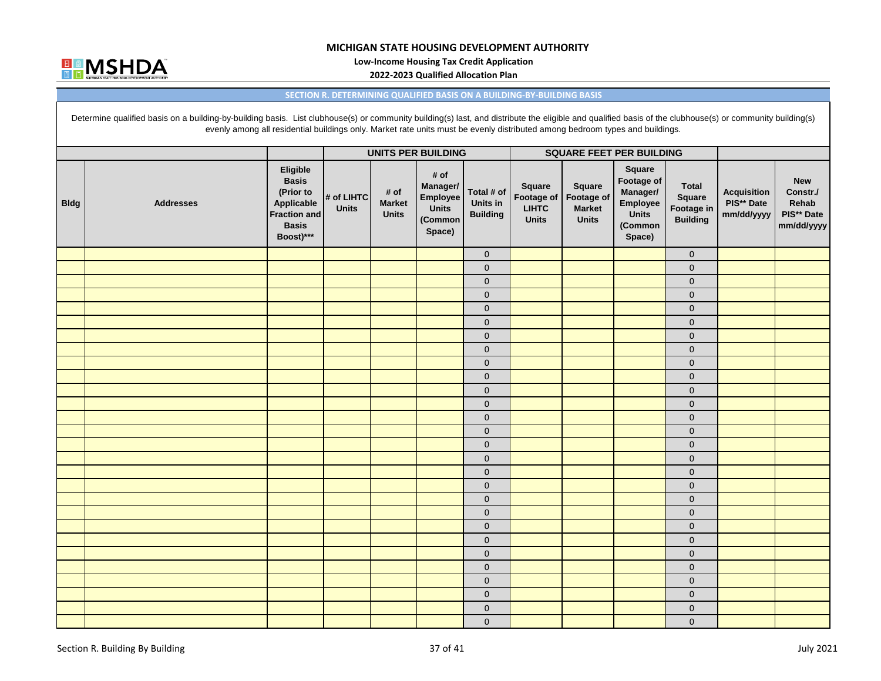MICHIGAN STATE HOUSING DEVELOPMENT AUTHORITY

Low-Income Housing Tax Credit Application

2022-2023 Qualified Allocation Plan

## SECTION R. DETERMINING QUALIFIED BASIS ON A BUILDING-BY-BUILDING BASIS

Determine qualified basis on a building-by-building basis. List clubhouse(s) or community building(s) last, and distribute the eligible and qualified basis of the clubhouse(s) or community building(s) evenly among all residential buildings only. Market rate units must be evenly distributed among bedroom types and buildings.

| | | | UNITS PER BUILDING | | | | SQUARE FEET PER BUILDING | | | | | |
|---|---|---|---|---|---|---|---|---|---|---|---|---|
| **Bldg** | **Addresses** | **Eligible Basis (Prior to Applicable Fraction and Basis Boost)\*\*\*** | **# of LIHTC Units** | **# of Market Units** | **# of Manager/ Employee Units (Common Space)** | **Total # of Units in Building** | **Square Footage of LIHTC Units** | **Square Footage of Market Units** | **Square Footage of Manager/ Employee Units (Common Space)** | **Total Square Footage in Building** | **Acquisition PIS\*\* Date mm/dd/yyyy** | **New Constr./ Rehab PIS\*\* Date mm/dd/yyyy** |
| | | | | | | 0 | | | | 0 | | |
| | | | | | | 0 | | | | 0 | | |
| | | | | | | 0 | | | | 0 | | |
| | | | | | | 0 | | | | 0 | | |
| | | | | | | 0 | | | | 0 | | |
| | | | | | | 0 | | | | 0 | | |
| | | | | | | 0 | | | | 0 | | |
| | | | | | | 0 | | | | 0 | | |
| | | | | | | 0 | | | | 0 | | |
| | | | | | | 0 | | | | 0 | | |
| | | | | | | 0 | | | | 0 | | |
| | | | | | | 0 | | | | 0 | | |
| | | | | | | 0 | | | | 0 | | |
| | | | | | | 0 | | | | 0 | | |
| | | | | | | 0 | | | | 0 | | |
| | | | | | | 0 | | | | 0 | | |
| | | | | | | 0 | | | | 0 | | |
| | | | | | | 0 | | | | 0 | | |
| | | | | | | 0 | | | | 0 | | |
| | | | | | | 0 | | | | 0 | | |
| | | | | | | 0 | | | | 0 | | |
| | | | | | | 0 | | | | 0 | | |
| | | | | | | 0 | | | | 0 | | |
| | | | | | | 0 | | | | 0 | | |
| | | | | | | 0 | | | | 0 | | |
| | | | | | | 0 | | | | 0 | | |
| | | | | | | 0 | | | | 0 | | |
| | | | | | | 0 | | | | 0 | | |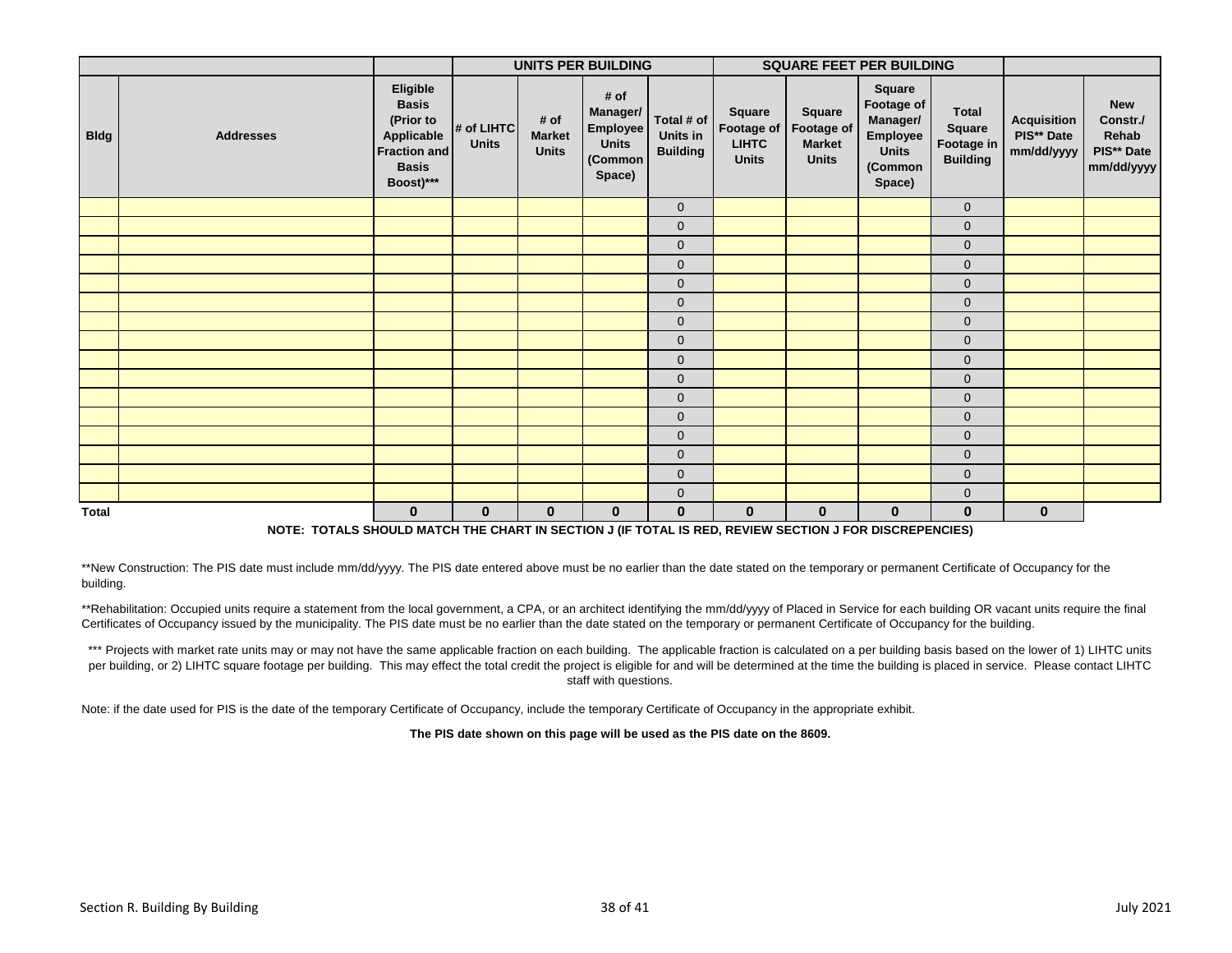| | | | UNITS PER BUILDING | | | | SQUARE FEET PER BUILDING | | | | | |
|---|---|---|---|---|---|---|---|---|---|---|---|---|
| Bldg | Addresses | Eligible Basis (Prior to Applicable Fraction and Basis Boost)*** | # of LIHTC Units | # of Market Units | # of Manager/ Employee Units (Common Space) | Total # of Units in Building | Square Footage of LIHTC Units | Square Footage of Market Units | Square Footage of Manager/ Employee Units (Common Space) | Total Square Footage in Building | Acquisition PIS** Date mm/dd/yyyy | New Constr./ Rehab PIS** Date mm/dd/yyyy |
| | | | | | | 0 | | | | 0 | | |
| | | | | | | 0 | | | | 0 | | |
| | | | | | | 0 | | | | 0 | | |
| | | | | | | 0 | | | | 0 | | |
| | | | | | | 0 | | | | 0 | | |
| | | | | | | 0 | | | | 0 | | |
| | | | | | | 0 | | | | 0 | | |
| | | | | | | 0 | | | | 0 | | |
| | | | | | | 0 | | | | 0 | | |
| | | | | | | 0 | | | | 0 | | |
| | | | | | | 0 | | | | 0 | | |
| | | | | | | 0 | | | | 0 | | |
| | | | | | | 0 | | | | 0 | | |
| | | | | | | 0 | | | | 0 | | |
| | | | | | | 0 | | | | 0 | | |
| | | | | | | 0 | | | | 0 | | |
| **Total** | | **0** | **0** | **0** | **0** | **0** | **0** | **0** | **0** | **0** | **0** | |

**NOTE: TOTALS SHOULD MATCH THE CHART IN SECTION J (IF TOTAL IS RED, REVIEW SECTION J FOR DISCREPENCIES)**

**New Construction: The PIS date must include mm/dd/yyyy. The PIS date entered above must be no earlier than the date stated on the temporary or permanent Certificate of Occupancy for the building.

**Rehabilitation: Occupied units require a statement from the local government, a CPA, or an architect identifying the mm/dd/yyyy of Placed in Service for each building OR vacant units require the final Certificates of Occupancy issued by the municipality. The PIS date must be no earlier than the date stated on the temporary or permanent Certificate of Occupancy for the building.

*** Projects with market rate units may or may not have the same applicable fraction on each building. The applicable fraction is calculated on a per building basis based on the lower of 1) LIHTC units per building, or 2) LIHTC square footage per building. This may effect the total credit the project is eligible for and will be determined at the time the building is placed in service. Please contact LIHTC staff with questions.

Note: if the date used for PIS is the date of the temporary Certificate of Occupancy, include the temporary Certificate of Occupancy in the appropriate exhibit.

**The PIS date shown on this page will be used as the PIS date on the 8609.**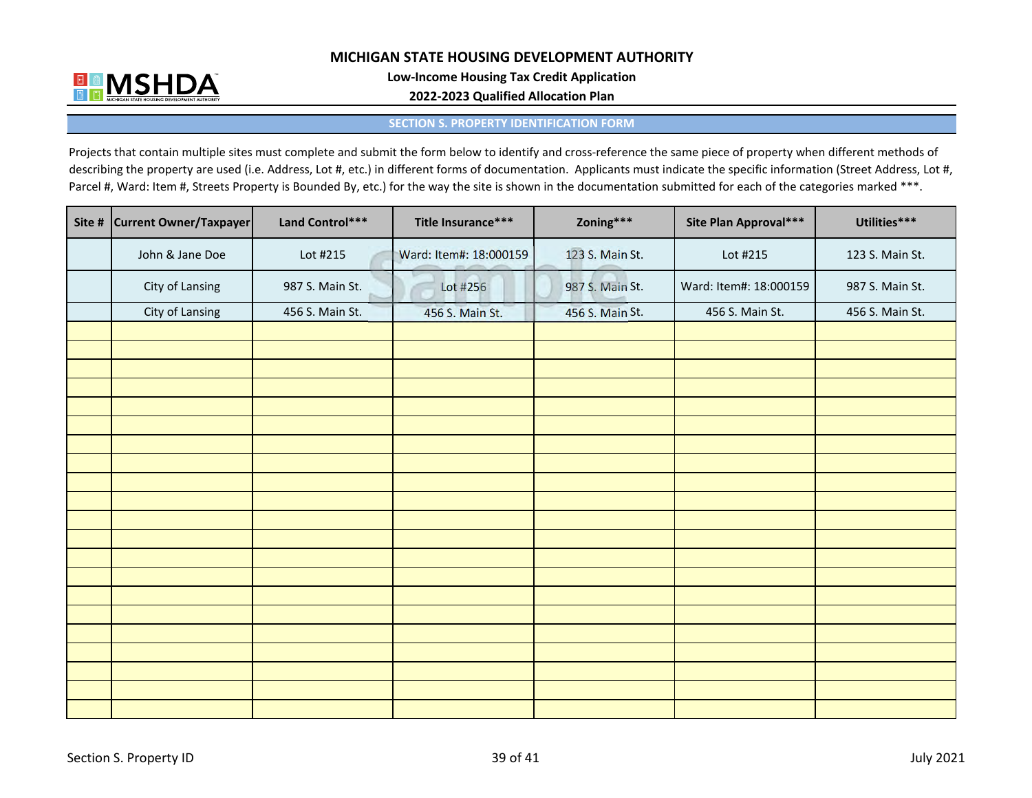# MICHIGAN STATE HOUSING DEVELOPMENT AUTHORITY

**Low-Income Housing Tax Credit Application**

**2022-2023 Qualified Allocation Plan**

## SECTION S. PROPERTY IDENTIFICATION FORM

Projects that contain multiple sites must complete and submit the form below to identify and cross-reference the same piece of property when different methods of describing the property are used (i.e. Address, Lot #, etc.) in different forms of documentation. Applicants must indicate the specific information (Street Address, Lot #, Parcel #, Ward: Item #, Streets Property is Bounded By, etc.) for the way the site is shown in the documentation submitted for each of the categories marked ***.

| Site # | Current Owner/Taxpayer | Land Control*** | Title Insurance*** | Zoning*** | Site Plan Approval*** | Utilities*** |
|---|---|---|---|---|---|---|
| | John & Jane Doe | Lot #215 | Ward: Item#: 18:000159 | 123 S. Main St. | Lot #215 | 123 S. Main St. |
| | City of Lansing | 987 S. Main St. | Lot #256 | 987 S. Main St. | Ward: Item#: 18:000159 | 987 S. Main St. |
| | City of Lansing | 456 S. Main St. | 456 S. Main St. | 456 S. Main St. | 456 S. Main St. | 456 S. Main St. |
| | | | | | | |
| | | | | | | |
| | | | | | | |
| | | | | | | |
| | | | | | | |
| | | | | | | |
| | | | | | | |
| | | | | | | |
| | | | | | | |
| | | | | | | |
| | | | | | | |
| | | | | | | |
| | | | | | | |
| | | | | | | |
| | | | | | | |
| | | | | | | |
| | | | | | | |
| | | | | | | |
| | | | | | | |
| | | | | | | |
| | | | | | | |

Sample